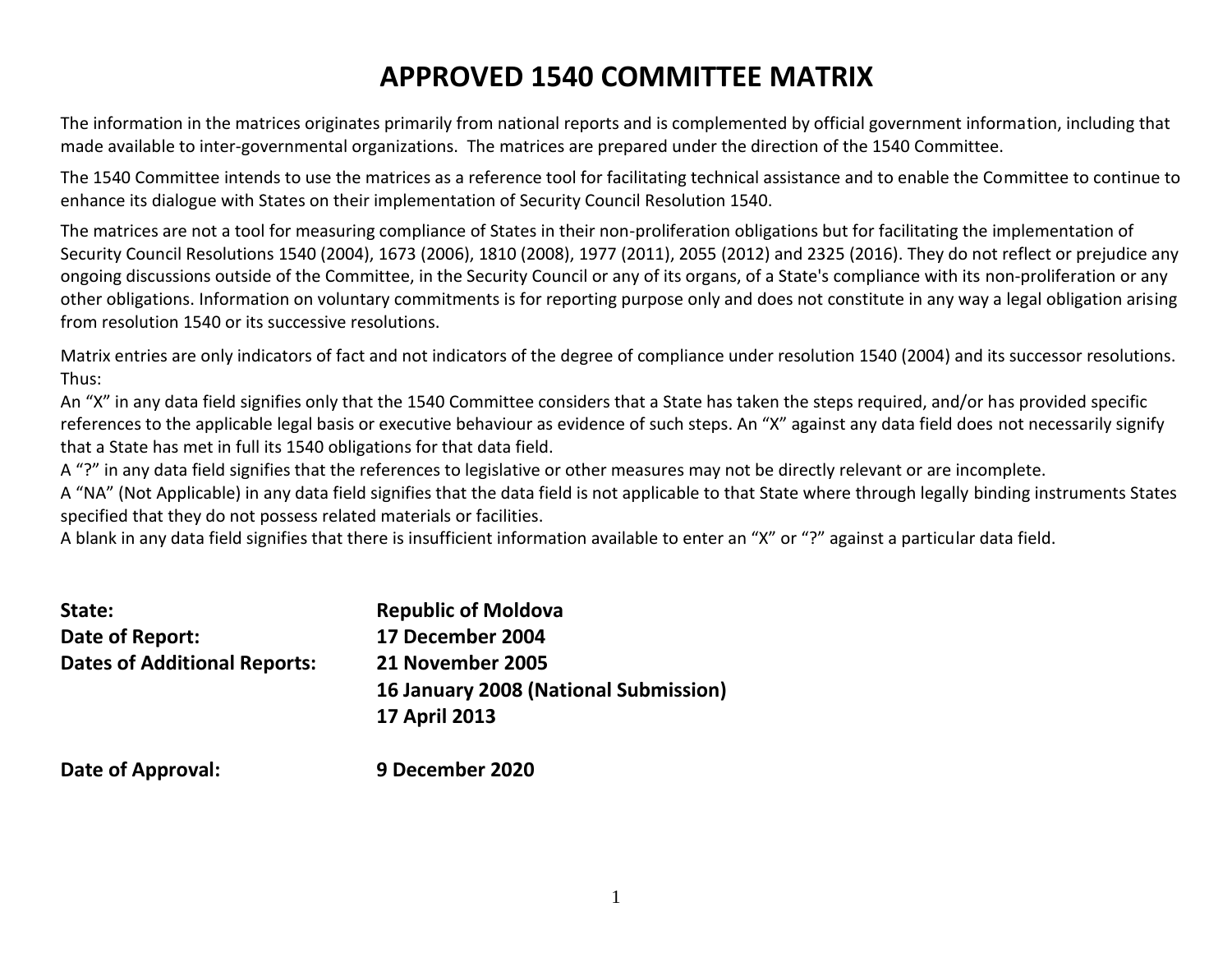# APPROVED 1540 COMMITTEE MATRIX

The information in the matrices originates primarily from national reports and is complemented by official government information, including that made available to inter-governmental organizations. The matrices are prepared under the direction of the 1540 Committee.

The 1540 Committee intends to use the matrices as a reference tool for facilitating technical assistance and to enable the Committee to continue to enhance its dialogue with States on their implementation of Security Council Resolution 1540.

The matrices are not a tool for measuring compliance of States in their non-proliferation obligations but for facilitating the implementation of Security Council Resolutions 1540 (2004), 1673 (2006), 1810 (2008), 1977 (2011), 2055 (2012) and 2325 (2016). They do not reflect or prejudice any ongoing discussions outside of the Committee, in the Security Council or any of its organs, of a State's compliance with its non-proliferation or any other obligations. Information on voluntary commitments is for reporting purpose only and does not constitute in any way a legal obligation arising from resolution 1540 or its successive resolutions.

Matrix entries are only indicators of fact and not indicators of the degree of compliance under resolution 1540 (2004) and its successor resolutions. Thus:

An "X" in any data field signifies only that the 1540 Committee considers that a State has taken the steps required, and/or has provided specific references to the applicable legal basis or executive behaviour as evidence of such steps. An "X" against any data field does not necessarily signify that a State has met in full its 1540 obligations for that data field.

A "?" in any data field signifies that the references to legislative or other measures may not be directly relevant or are incomplete.

A "NA" (Not Applicable) in any data field signifies that the data field is not applicable to that State where through legally binding instruments States specified that they do not possess related materials or facilities.

A blank in any data field signifies that there is insufficient information available to enter an "X" or "?" against a particular data field.

| | |
|---|---|
| **State:** | **Republic of Moldova** |
| **Date of Report:** | **17 December 2004** |
| **Dates of Additional Reports:** | **21 November 2005** |
| | **16 January 2008 (National Submission)** |
| | **17 April 2013** |
| **Date of Approval:** | **9 December 2020** |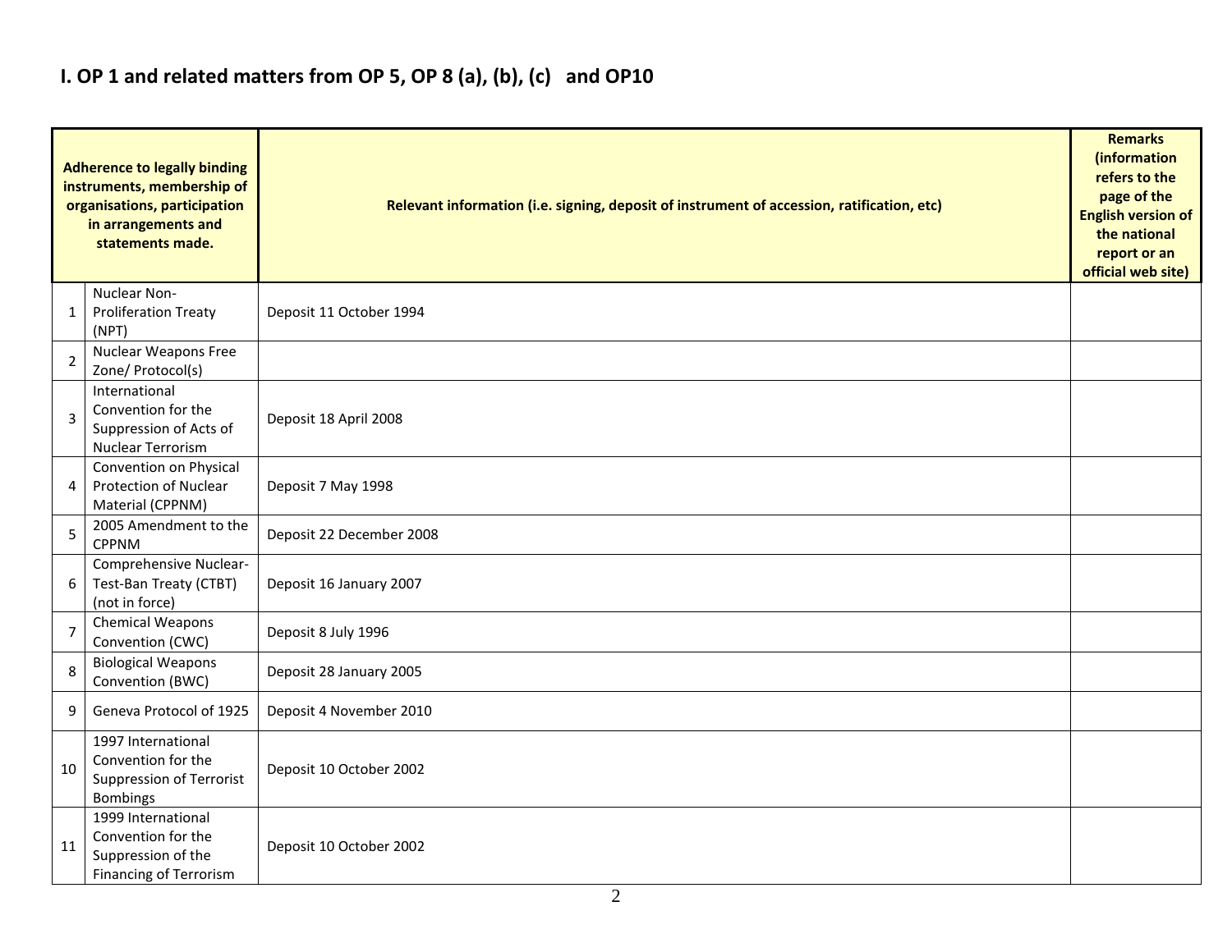## I. OP 1 and related matters from OP 5, OP 8 (a), (b), (c) and OP10

| | Adherence to legally binding instruments, membership of organisations, participation in arrangements and statements made. | Relevant information (i.e. signing, deposit of instrument of accession, ratification, etc) | Remarks (information refers to the page of the English version of the national report or an official web site) |
|---|---|---|---|
| 1 | Nuclear Non-Proliferation Treaty (NPT) | Deposit 11 October 1994 | |
| 2 | Nuclear Weapons Free Zone/ Protocol(s) | | |
| 3 | International Convention for the Suppression of Acts of Nuclear Terrorism | Deposit 18 April 2008 | |
| 4 | Convention on Physical Protection of Nuclear Material (CPPNM) | Deposit 7 May 1998 | |
| 5 | 2005 Amendment to the CPPNM | Deposit 22 December 2008 | |
| 6 | Comprehensive Nuclear-Test-Ban Treaty (CTBT) (not in force) | Deposit 16 January 2007 | |
| 7 | Chemical Weapons Convention (CWC) | Deposit 8 July 1996 | |
| 8 | Biological Weapons Convention (BWC) | Deposit 28 January 2005 | |
| 9 | Geneva Protocol of 1925 | Deposit 4 November 2010 | |
| 10 | 1997 International Convention for the Suppression of Terrorist Bombings | Deposit 10 October 2002 | |
| 11 | 1999 International Convention for the Suppression of the Financing of Terrorism | Deposit 10 October 2002 | |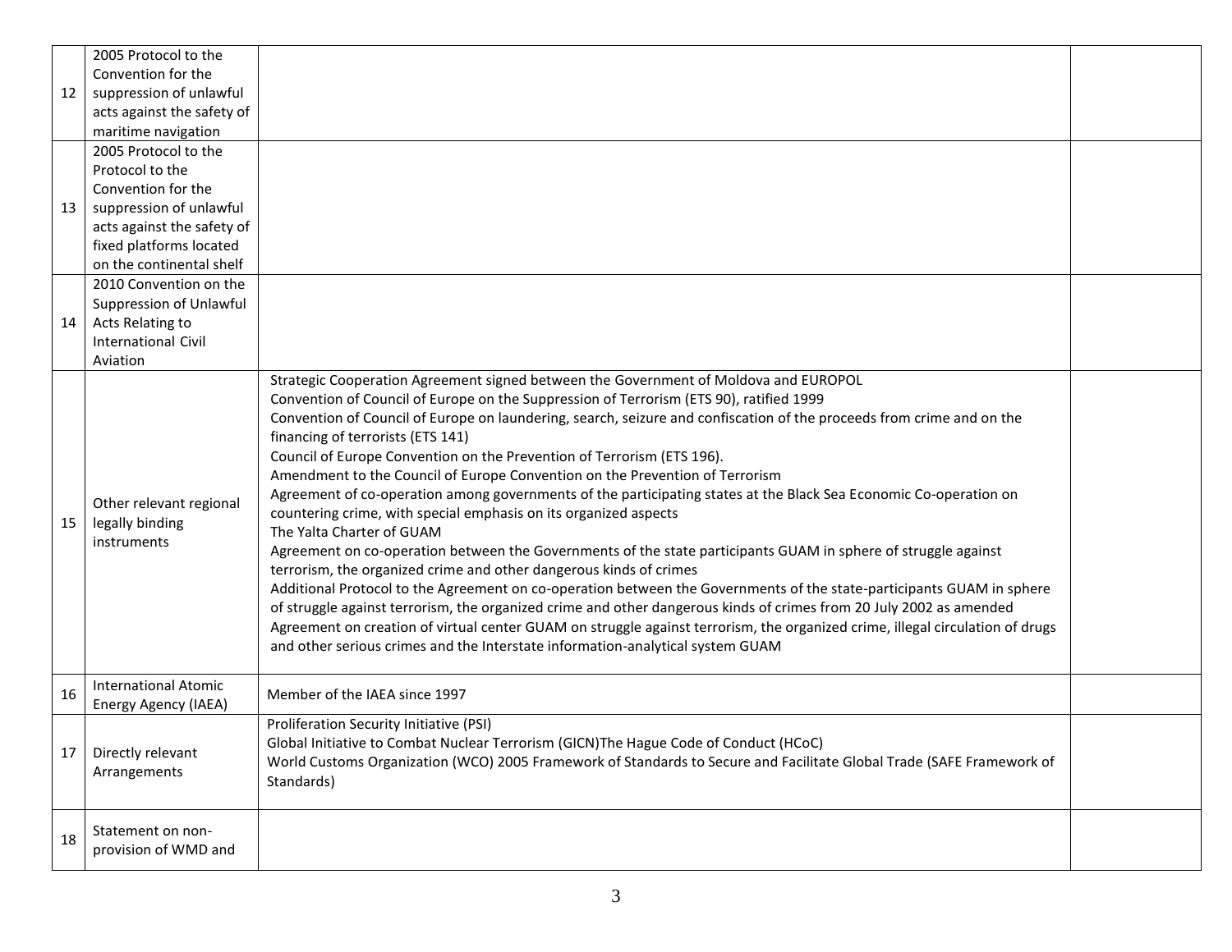| | | | |
|---|---|---|---|
| 12 | 2005 Protocol to the Convention for the suppression of unlawful acts against the safety of maritime navigation | | |
| 13 | 2005 Protocol to the Protocol to the Convention for the suppression of unlawful acts against the safety of fixed platforms located on the continental shelf | | |
| 14 | 2010 Convention on the Suppression of Unlawful Acts Relating to International Civil Aviation | | |
| 15 | Other relevant regional legally binding instruments | Strategic Cooperation Agreement signed between the Government of Moldova and EUROPOL<br>Convention of Council of Europe on the Suppression of Terrorism (ETS 90), ratified 1999<br>Convention of Council of Europe on laundering, search, seizure and confiscation of the proceeds from crime and on the financing of terrorists (ETS 141)<br>Council of Europe Convention on the Prevention of Terrorism (ETS 196).<br>Amendment to the Council of Europe Convention on the Prevention of Terrorism<br>Agreement of co-operation among governments of the participating states at the Black Sea Economic Co-operation on countering crime, with special emphasis on its organized aspects<br>The Yalta Charter of GUAM<br>Agreement on co-operation between the Governments of the state participants GUAM in sphere of struggle against terrorism, the organized crime and other dangerous kinds of crimes<br>Additional Protocol to the Agreement on co-operation between the Governments of the state-participants GUAM in sphere of struggle against terrorism, the organized crime and other dangerous kinds of crimes from 20 July 2002 as amended<br>Agreement on creation of virtual center GUAM on struggle against terrorism, the organized crime, illegal circulation of drugs and other serious crimes and the Interstate information-analytical system GUAM | |
| 16 | International Atomic Energy Agency (IAEA) | Member of the IAEA since 1997 | |
| 17 | Directly relevant Arrangements | Proliferation Security Initiative (PSI)<br>Global Initiative to Combat Nuclear Terrorism (GICN)The Hague Code of Conduct (HCoC)<br>World Customs Organization (WCO) 2005 Framework of Standards to Secure and Facilitate Global Trade (SAFE Framework of Standards) | |
| 18 | Statement on non-provision of WMD and | | |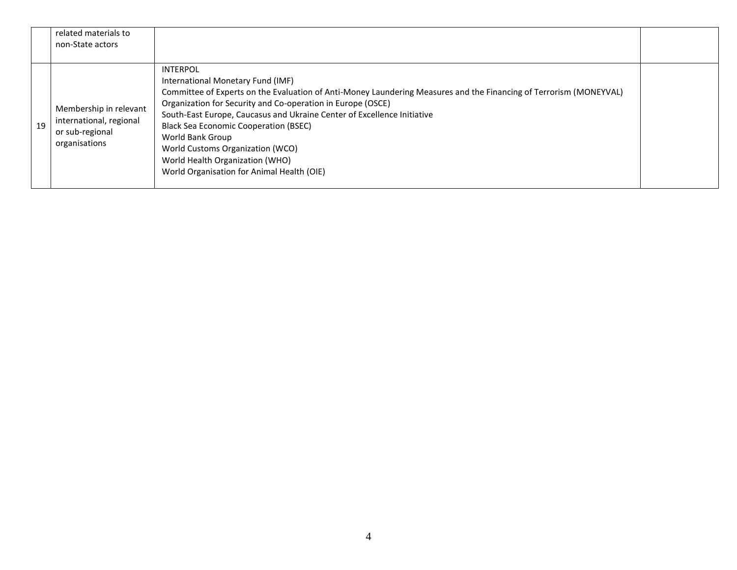|  |  |  |  |
|---|---|---|---|
|  | related materials to non-State actors |  |  |
| 19 | Membership in relevant international, regional or sub-regional organisations | INTERPOL<br>International Monetary Fund (IMF)<br>Committee of Experts on the Evaluation of Anti-Money Laundering Measures and the Financing of Terrorism (MONEYVAL)<br>Organization for Security and Co-operation in Europe (OSCE)<br>South-East Europe, Caucasus and Ukraine Center of Excellence Initiative<br>Black Sea Economic Cooperation (BSEC)<br>World Bank Group<br>World Customs Organization (WCO)<br>World Health Organization (WHO)<br>World Organisation for Animal Health (OIE) |  |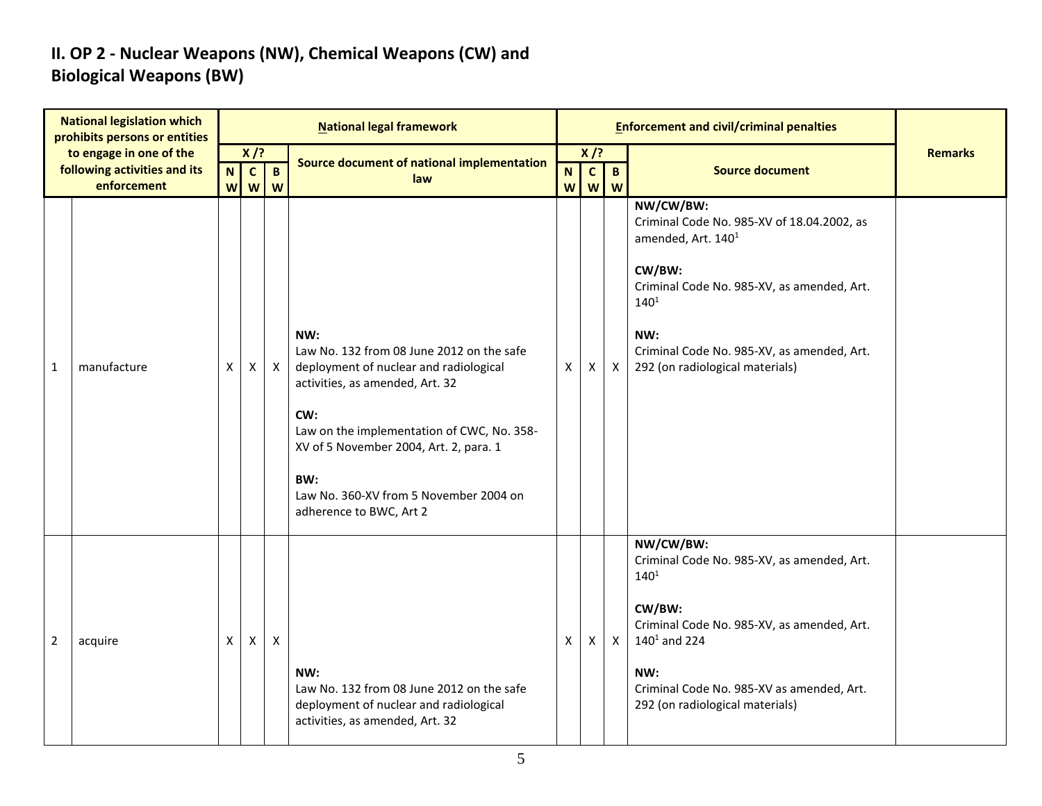## II. OP 2 - Nuclear Weapons (NW), Chemical Weapons (CW) and Biological Weapons (BW)

| National legislation which prohibits persons or entities to engage in one of the following activities and its enforcement | | National legal framework | | | | Enforcement and civil/criminal penalties | | | | Remarks |
|---|---|---|---|---|---|---|---|---|---|---|
| | | X /? | | | Source document of national implementation law | X /? | | | Source document | |
| | | NW | CW | BW | | NW | CW | BW | | |
| 1 | manufacture | X | X | X | **NW:**<br>Law No. 132 from 08 June 2012 on the safe deployment of nuclear and radiological activities, as amended, Art. 32<br><br>**CW:**<br>Law on the implementation of CWC, No. 358-XV of 5 November 2004, Art. 2, para. 1<br><br>**BW:**<br>Law No. 360-XV from 5 November 2004 on adherence to BWC, Art 2 | X | X | X | **NW/CW/BW:**<br>Criminal Code No. 985-XV of 18.04.2002, as amended, Art. 140[1]<br><br>**CW/BW:**<br>Criminal Code No. 985-XV, as amended, Art. 140[1]<br><br>**NW:**<br>Criminal Code No. 985-XV, as amended, Art. 292 (on radiological materials) | |
| 2 | acquire | X | X | X | **NW:**<br>Law No. 132 from 08 June 2012 on the safe deployment of nuclear and radiological activities, as amended, Art. 32 | X | X | X | **NW/CW/BW:**<br>Criminal Code No. 985-XV, as amended, Art. 140[1]<br><br>**CW/BW:**<br>Criminal Code No. 985-XV, as amended, Art. 140[1] and 224<br><br>**NW:**<br>Criminal Code No. 985-XV as amended, Art. 292 (on radiological materials) | |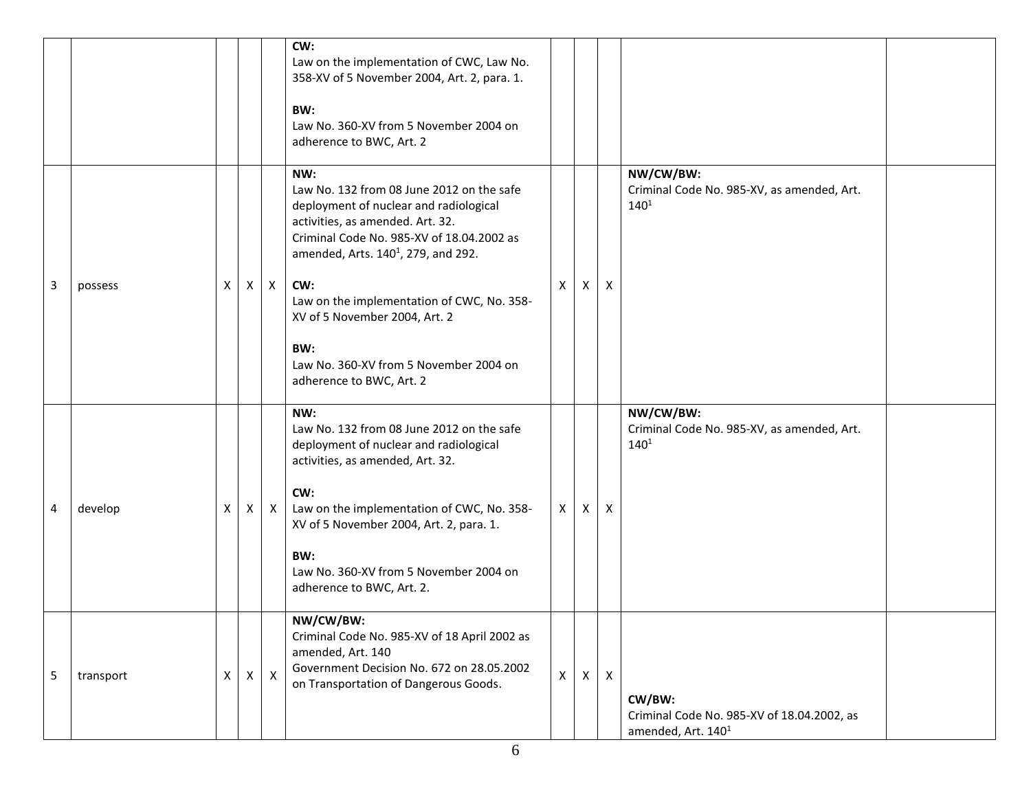| | | | | | | | | | | |
|---|---|---|---|---|---|---|---|---|---|---|
| | | | | | **CW:**<br>Law on the implementation of CWC, Law No. 358-XV of 5 November 2004, Art. 2, para. 1.<br><br>**BW:**<br>Law No. 360-XV from 5 November 2004 on adherence to BWC, Art. 2 | | | | | |
| 3 | possess | X | X | X | **NW:**<br>Law No. 132 from 08 June 2012 on the safe deployment of nuclear and radiological activities, as amended. Art. 32.<br>Criminal Code No. 985-XV of 18.04.2002 as amended, Arts. 140[1], 279, and 292.<br><br>**CW:**<br>Law on the implementation of CWC, No. 358-XV of 5 November 2004, Art. 2<br><br>**BW:**<br>Law No. 360-XV from 5 November 2004 on adherence to BWC, Art. 2 | X | X | X | **NW/CW/BW:**<br>Criminal Code No. 985-XV, as amended, Art. 140[1] | |
| 4 | develop | X | X | X | **NW:**<br>Law No. 132 from 08 June 2012 on the safe deployment of nuclear and radiological activities, as amended, Art. 32.<br><br>**CW:**<br>Law on the implementation of CWC, No. 358-XV of 5 November 2004, Art. 2, para. 1.<br><br>**BW:**<br>Law No. 360-XV from 5 November 2004 on adherence to BWC, Art. 2. | X | X | X | **NW/CW/BW:**<br>Criminal Code No. 985-XV, as amended, Art. 140[1] | |
| 5 | transport | X | X | X | **NW/CW/BW:**<br>Criminal Code No. 985-XV of 18 April 2002 as amended, Art. 140<br>Government Decision No. 672 on 28.05.2002 on Transportation of Dangerous Goods. | X | X | X | **CW/BW:**<br>Criminal Code No. 985-XV of 18.04.2002, as amended, Art. 140[1] | |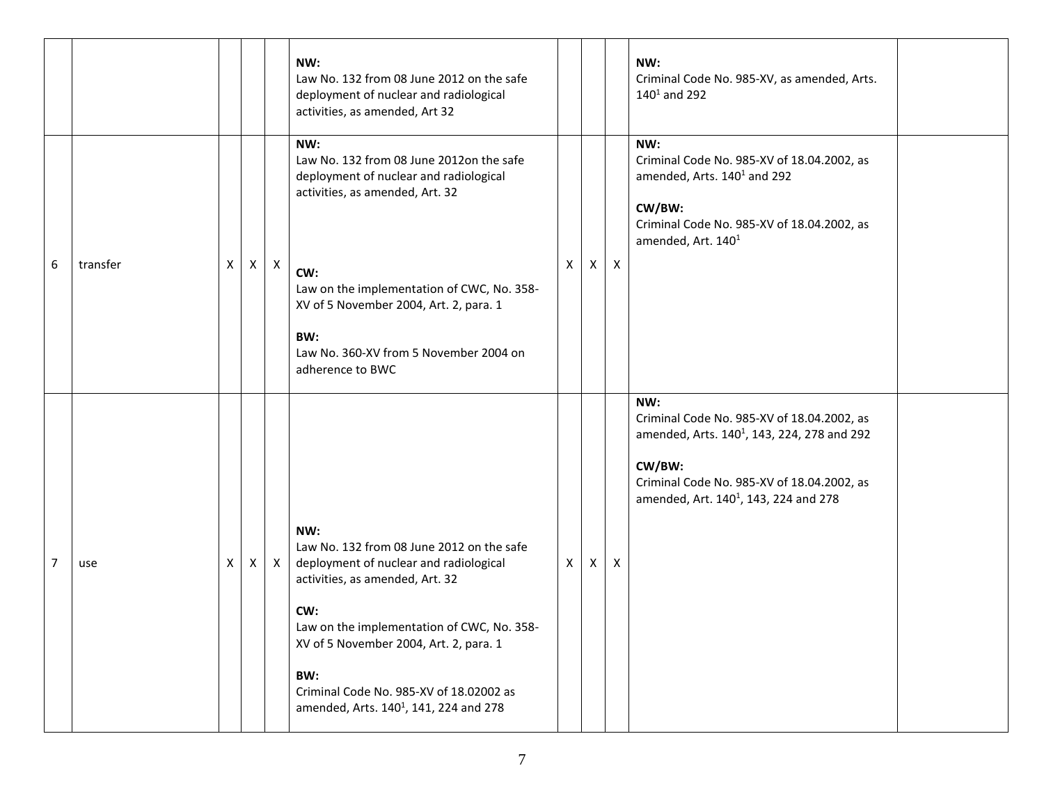| | | | | | | | | | | |
|---|---|---|---|---|---|---|---|---|---|---|
| | | | | | **NW:**<br>Law No. 132 from 08 June 2012 on the safe deployment of nuclear and radiological activities, as amended, Art 32 | | | | **NW:**<br>Criminal Code No. 985-XV, as amended, Arts. 140[1] and 292 | |
| 6 | transfer | X | X | X | **NW:**<br>Law No. 132 from 08 June 2012on the safe deployment of nuclear and radiological activities, as amended, Art. 32<br><br>**CW:**<br>Law on the implementation of CWC, No. 358-XV of 5 November 2004, Art. 2, para. 1<br><br>**BW:**<br>Law No. 360-XV from 5 November 2004 on adherence to BWC | X | X | X | **NW:**<br>Criminal Code No. 985-XV of 18.04.2002, as amended, Arts. 140[1] and 292<br><br>**CW/BW:**<br>Criminal Code No. 985-XV of 18.04.2002, as amended, Art. 140[1] | |
| 7 | use | X | X | X | **NW:**<br>Law No. 132 from 08 June 2012 on the safe deployment of nuclear and radiological activities, as amended, Art. 32<br><br>**CW:**<br>Law on the implementation of CWC, No. 358-XV of 5 November 2004, Art. 2, para. 1<br><br>**BW:**<br>Criminal Code No. 985-XV of 18.02002 as amended, Arts. 140[1], 141, 224 and 278 | X | X | X | **NW:**<br>Criminal Code No. 985-XV of 18.04.2002, as amended, Arts. 140[1], 143, 224, 278 and 292<br><br>**CW/BW:**<br>Criminal Code No. 985-XV of 18.04.2002, as amended, Art. 140[1], 143, 224 and 278 | |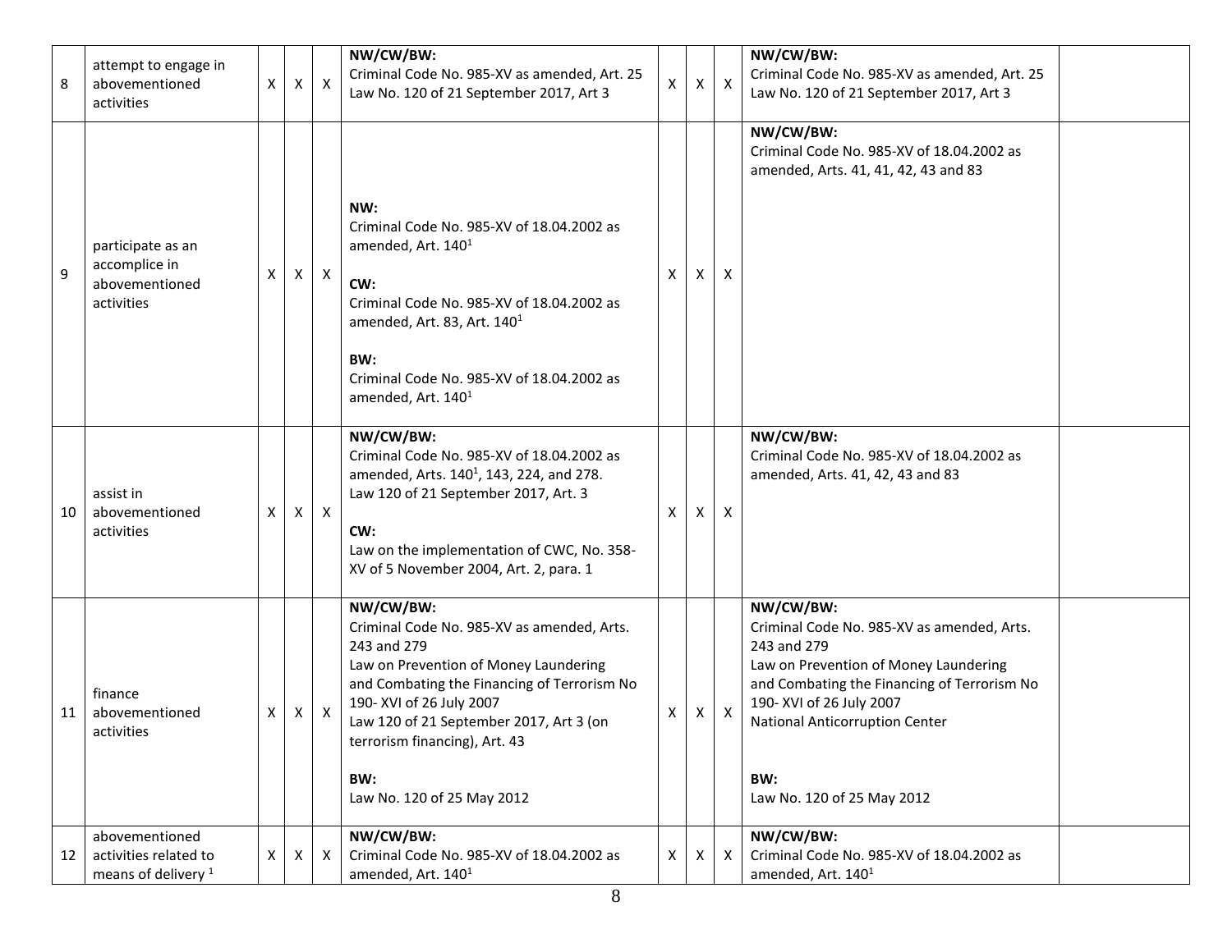| | | | | | | | | | | |
|---|---|---|---|---|---|---|---|---|---|---|
| 8 | attempt to engage in abovementioned activities | X | X | X | **NW/CW/BW:**<br>Criminal Code No. 985-XV as amended, Art. 25<br>Law No. 120 of 21 September 2017, Art 3 | X | X | X | **NW/CW/BW:**<br>Criminal Code No. 985-XV as amended, Art. 25<br>Law No. 120 of 21 September 2017, Art 3 | |
| 9 | participate as an accomplice in abovementioned activities | X | X | X | **NW:**<br>Criminal Code No. 985-XV of 18.04.2002 as amended, Art. 140[1]<br><br>**CW:**<br>Criminal Code No. 985-XV of 18.04.2002 as amended, Art. 83, Art. 140[1]<br><br>**BW:**<br>Criminal Code No. 985-XV of 18.04.2002 as amended, Art. 140[1] | X | X | X | **NW/CW/BW:**<br>Criminal Code No. 985-XV of 18.04.2002 as amended, Arts. 41, 41, 42, 43 and 83 | |
| 10 | assist in abovementioned activities | X | X | X | **NW/CW/BW:**<br>Criminal Code No. 985-XV of 18.04.2002 as amended, Arts. 140[1], 143, 224, and 278.<br>Law 120 of 21 September 2017, Art. 3<br><br>**CW:**<br>Law on the implementation of CWC, No. 358-XV of 5 November 2004, Art. 2, para. 1 | X | X | X | **NW/CW/BW:**<br>Criminal Code No. 985-XV of 18.04.2002 as amended, Arts. 41, 42, 43 and 83 | |
| 11 | finance abovementioned activities | X | X | X | **NW/CW/BW:**<br>Criminal Code No. 985-XV as amended, Arts. 243 and 279<br>Law on Prevention of Money Laundering and Combating the Financing of Terrorism No 190- XVI of 26 July 2007<br>Law 120 of 21 September 2017, Art 3 (on terrorism financing), Art. 43<br><br>**BW:**<br>Law No. 120 of 25 May 2012 | X | X | X | **NW/CW/BW:**<br>Criminal Code No. 985-XV as amended, Arts. 243 and 279<br>Law on Prevention of Money Laundering and Combating the Financing of Terrorism No 190- XVI of 26 July 2007<br>National Anticorruption Center<br><br>**BW:**<br>Law No. 120 of 25 May 2012 | |
| 12 | abovementioned activities related to means of delivery [1] | X | X | X | **NW/CW/BW:**<br>Criminal Code No. 985-XV of 18.04.2002 as amended, Art. 140[1] | X | X | X | **NW/CW/BW:**<br>Criminal Code No. 985-XV of 18.04.2002 as amended, Art. 140[1] | |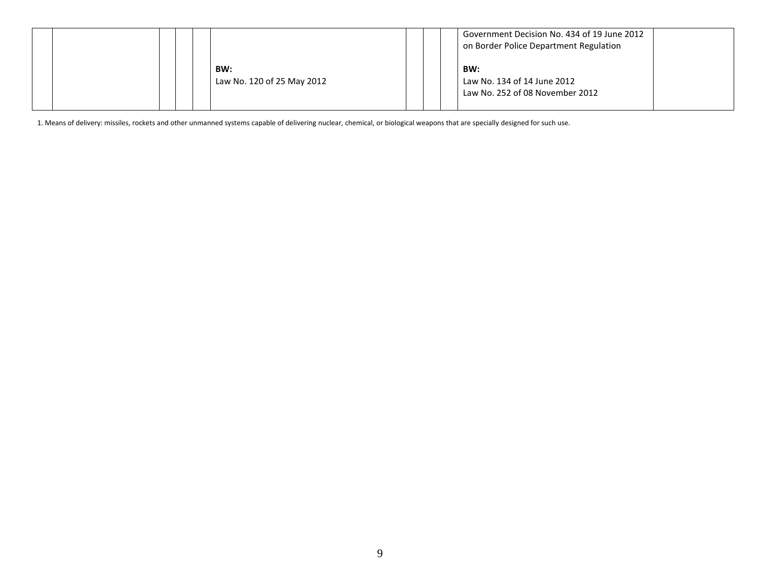|  |  |  |  |  |  |  |  |  |  |  |
|---|---|---|---|---|---|---|---|---|---|---|
|  |  |  |  |  | **BW:**<br>Law No. 120 of 25 May 2012 |  |  |  | Government Decision No. 434 of 19 June 2012 on Border Police Department Regulation<br><br>**BW:**<br>Law No. 134 of 14 June 2012<br>Law No. 252 of 08 November 2012 |  |

1. Means of delivery: missiles, rockets and other unmanned systems capable of delivering nuclear, chemical, or biological weapons that are specially designed for such use.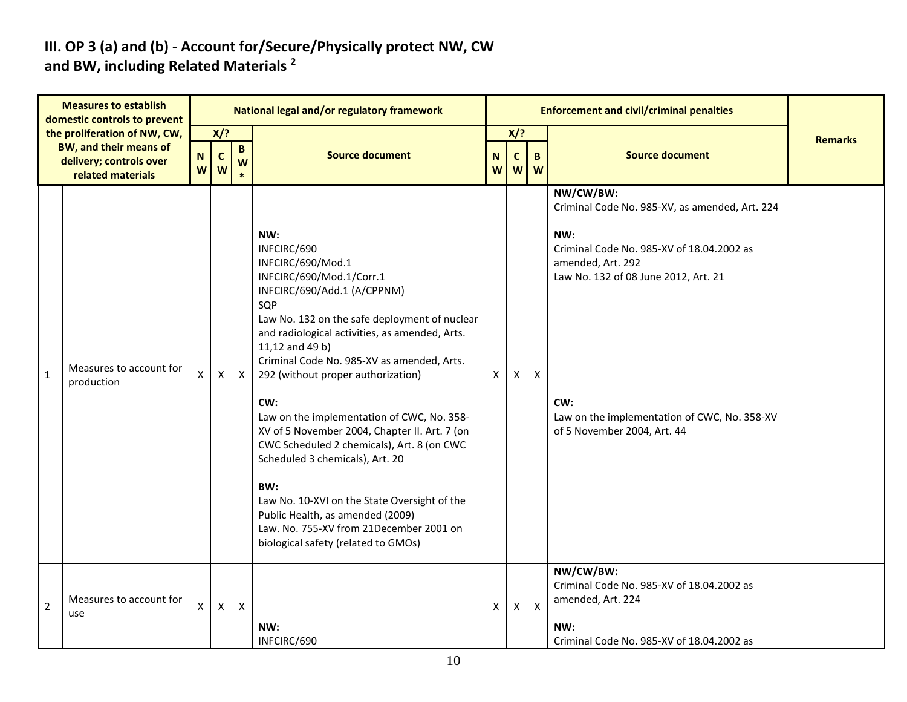## III. OP 3 (a) and (b) - Account for/Secure/Physically protect NW, CW and BW, including Related Materials [2]

| | Measures to establish domestic controls to prevent the proliferation of NW, CW, BW, and their means of delivery; controls over related materials | National legal and/or regulatory framework | | | | Enforcement and civil/criminal penalties | | | | Remarks |
|---|---|---|---|---|---|---|---|---|---|---|
| | | X/? | | | Source document | X/? | | | Source document | |
| | | NW | CW | BW* | | NW | CW | BW | | |
| 1 | Measures to account for production | X | X | X | **NW:**<br>INFCIRC/690<br>INFCIRC/690/Mod.1<br>INFCIRC/690/Mod.1/Corr.1<br>INFCIRC/690/Add.1 (A/CPPNM)<br>SQP<br>Law No. 132 on the safe deployment of nuclear and radiological activities, as amended, Arts. 11,12 and 49 b)<br>Criminal Code No. 985-XV as amended, Arts. 292 (without proper authorization)<br><br>**CW:**<br>Law on the implementation of CWC, No. 358-XV of 5 November 2004, Chapter II. Art. 7 (on CWC Scheduled 2 chemicals), Art. 8 (on CWC Scheduled 3 chemicals), Art. 20<br><br>**BW:**<br>Law No. 10-XVI on the State Oversight of the Public Health, as amended (2009)<br>Law. No. 755-XV from 21December 2001 on biological safety (related to GMOs) | X | X | X | **NW/CW/BW:**<br>Criminal Code No. 985-XV, as amended, Art. 224<br><br>**NW:**<br>Criminal Code No. 985-XV of 18.04.2002 as amended, Art. 292<br>Law No. 132 of 08 June 2012, Art. 21<br><br>**CW:**<br>Law on the implementation of CWC, No. 358-XV of 5 November 2004, Art. 44 | |
| 2 | Measures to account for use | X | X | X | **NW:**<br>INFCIRC/690 | X | X | X | **NW/CW/BW:**<br>Criminal Code No. 985-XV of 18.04.2002 as amended, Art. 224<br><br>**NW:**<br>Criminal Code No. 985-XV of 18.04.2002 as | |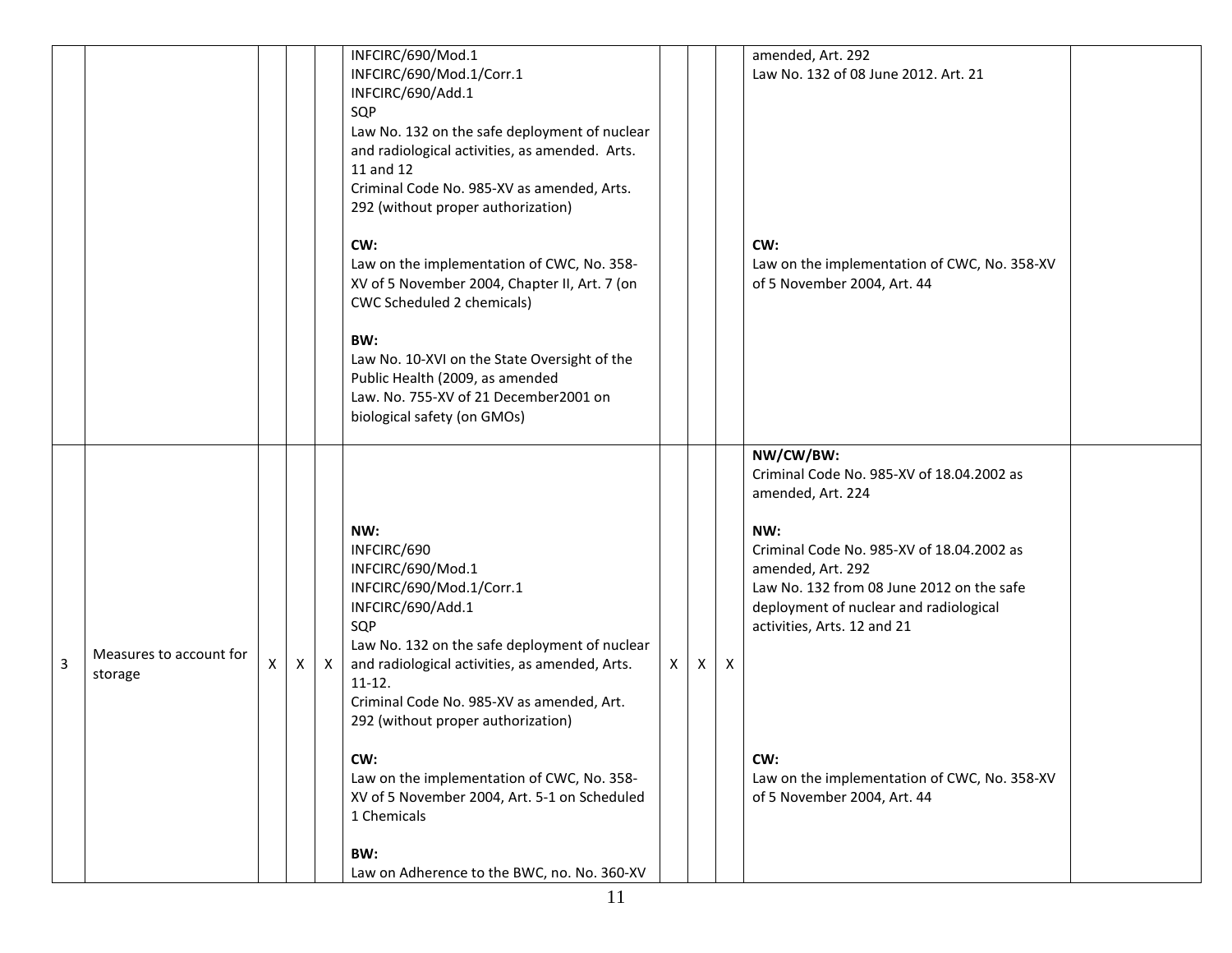| | | | | | | | | | | |
|---|---|---|---|---|---|---|---|---|---|---|
| | | | | | INFCIRC/690/Mod.1<br>INFCIRC/690/Mod.1/Corr.1<br>INFCIRC/690/Add.1<br>SQP<br>Law No. 132 on the safe deployment of nuclear and radiological activities, as amended. Arts. 11 and 12<br>Criminal Code No. 985-XV as amended, Arts. 292 (without proper authorization)<br><br>**CW:**<br>Law on the implementation of CWC, No. 358-XV of 5 November 2004, Chapter II, Art. 7 (on CWC Scheduled 2 chemicals)<br><br>**BW:**<br>Law No. 10-XVI on the State Oversight of the Public Health (2009, as amended<br>Law. No. 755-XV of 21 December2001 on biological safety (on GMOs) | | | | amended, Art. 292<br>Law No. 132 of 08 June 2012. Art. 21<br><br>**CW:**<br>Law on the implementation of CWC, No. 358-XV of 5 November 2004, Art. 44 | |
| 3 | Measures to account for storage | X | X | X | **NW:**<br>INFCIRC/690<br>INFCIRC/690/Mod.1<br>INFCIRC/690/Mod.1/Corr.1<br>INFCIRC/690/Add.1<br>SQP<br>Law No. 132 on the safe deployment of nuclear and radiological activities, as amended, Arts. 11-12.<br>Criminal Code No. 985-XV as amended, Art. 292 (without proper authorization)<br><br>**CW:**<br>Law on the implementation of CWC, No. 358-XV of 5 November 2004, Art. 5-1 on Scheduled 1 Chemicals<br><br>**BW:**<br>Law on Adherence to the BWC, no. No. 360-XV | X | X | X | **NW/CW/BW:**<br>Criminal Code No. 985-XV of 18.04.2002 as amended, Art. 224<br><br>**NW:**<br>Criminal Code No. 985-XV of 18.04.2002 as amended, Art. 292<br>Law No. 132 from 08 June 2012 on the safe deployment of nuclear and radiological activities, Arts. 12 and 21<br><br>**CW:**<br>Law on the implementation of CWC, No. 358-XV of 5 November 2004, Art. 44 | |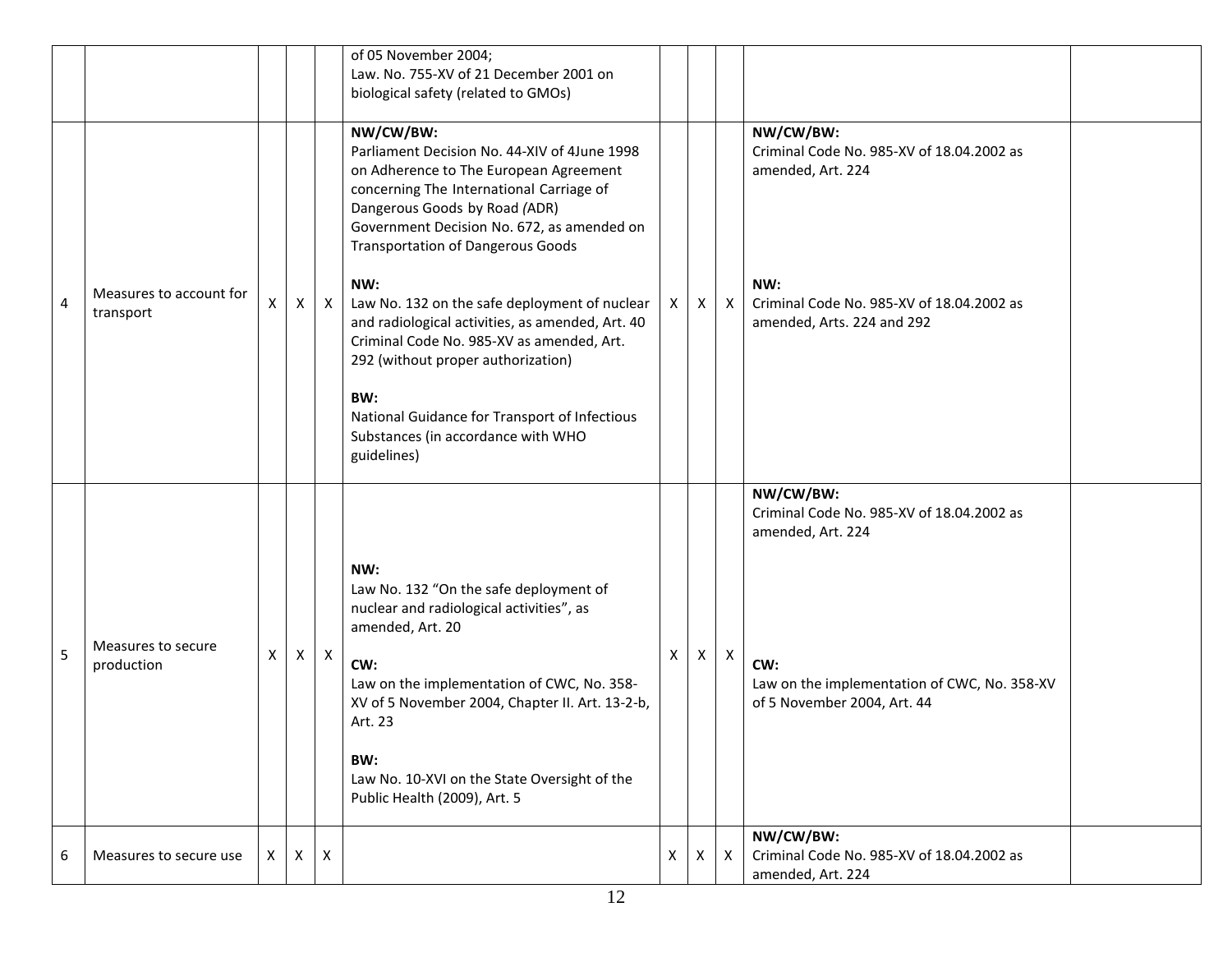| | | | | | | | | | | |
|---|---|---|---|---|---|---|---|---|---|---|
| | | | | | of 05 November 2004;<br>Law. No. 755-XV of 21 December 2001 on biological safety (related to GMOs) | | | | | |
| 4 | Measures to account for transport | X | X | X | **NW/CW/BW:**<br>Parliament Decision No. 44-XIV of 4June 1998 on Adherence to The European Agreement concerning The International Carriage of Dangerous Goods by Road *(*ADR)<br>Government Decision No. 672, as amended on Transportation of Dangerous Goods<br><br>**NW:**<br>Law No. 132 on the safe deployment of nuclear and radiological activities, as amended, Art. 40<br>Criminal Code No. 985-XV as amended, Art. 292 (without proper authorization)<br><br>**BW:**<br>National Guidance for Transport of Infectious Substances (in accordance with WHO guidelines) | X | X | X | **NW/CW/BW:**<br>Criminal Code No. 985-XV of 18.04.2002 as amended, Art. 224<br><br>**NW:**<br>Criminal Code No. 985-XV of 18.04.2002 as amended, Arts. 224 and 292 | |
| 5 | Measures to secure production | X | X | X | **NW:**<br>Law No. 132 "On the safe deployment of nuclear and radiological activities", as amended, Art. 20<br><br>**CW:**<br>Law on the implementation of CWC, No. 358-XV of 5 November 2004, Chapter II. Art. 13-2-b, Art. 23<br><br>**BW:**<br>Law No. 10-XVI on the State Oversight of the Public Health (2009), Art. 5 | X | X | X | **NW/CW/BW:**<br>Criminal Code No. 985-XV of 18.04.2002 as amended, Art. 224<br><br>**CW:**<br>Law on the implementation of CWC, No. 358-XV of 5 November 2004, Art. 44 | |
| 6 | Measures to secure use | X | X | X | | X | X | X | **NW/CW/BW:**<br>Criminal Code No. 985-XV of 18.04.2002 as amended, Art. 224 | |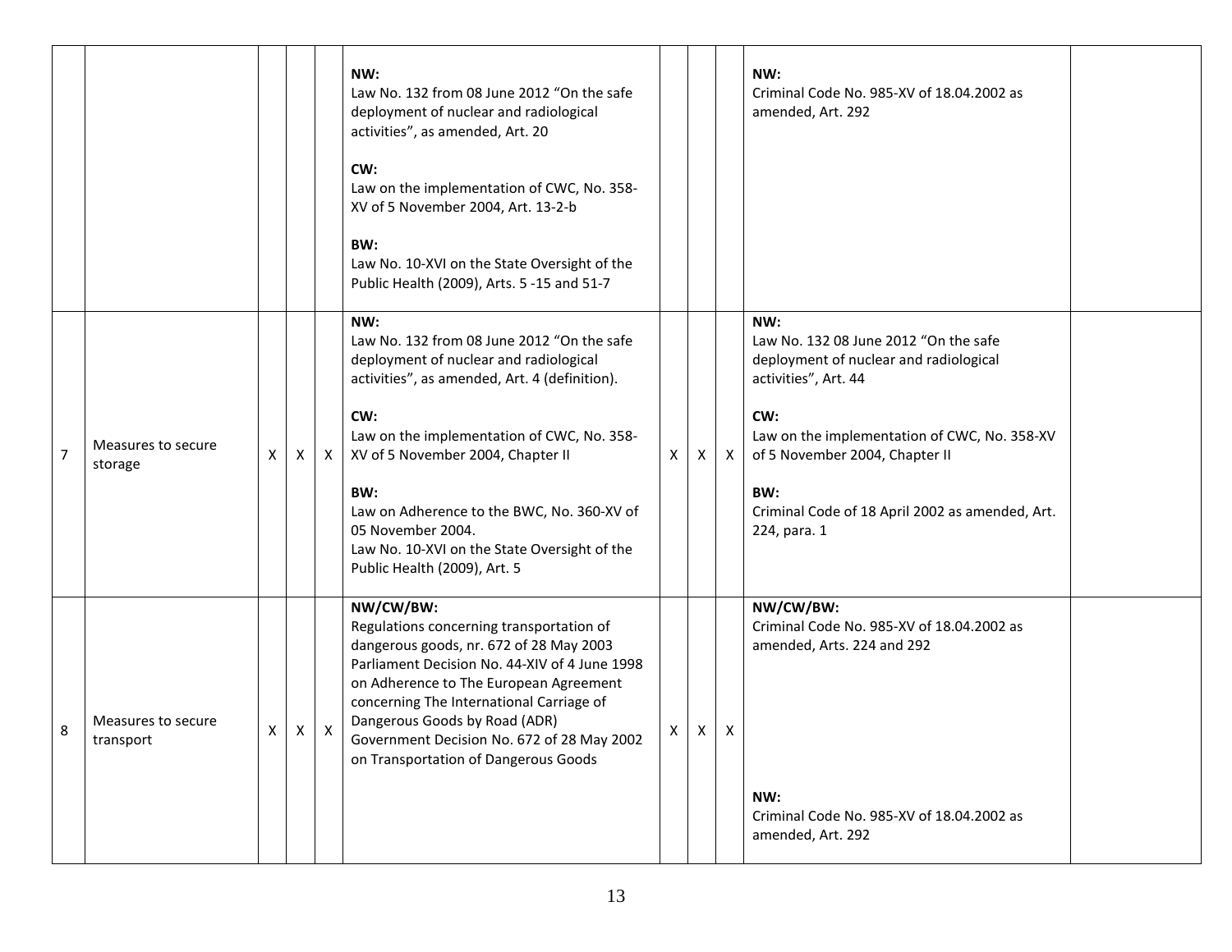| | | | | | | | | | | |
|---|---|---|---|---|---|---|---|---|---|---|
| | | | | | **NW:**<br>Law No. 132 from 08 June 2012 "On the safe deployment of nuclear and radiological activities", as amended, Art. 20<br><br>**CW:**<br>Law on the implementation of CWC, No. 358-XV of 5 November 2004, Art. 13-2-b<br><br>**BW:**<br>Law No. 10-XVI on the State Oversight of the Public Health (2009), Arts. 5 -15 and 51-7 | | | | **NW:**<br>Criminal Code No. 985-XV of 18.04.2002 as amended, Art. 292 | |
| 7 | Measures to secure storage | X | X | X | **NW:**<br>Law No. 132 from 08 June 2012 "On the safe deployment of nuclear and radiological activities", as amended, Art. 4 (definition).<br><br>**CW:**<br>Law on the implementation of CWC, No. 358-XV of 5 November 2004, Chapter II<br><br>**BW:**<br>Law on Adherence to the BWC, No. 360-XV of 05 November 2004.<br>Law No. 10-XVI on the State Oversight of the Public Health (2009), Art. 5 | X | X | X | **NW:**<br>Law No. 132 08 June 2012 "On the safe deployment of nuclear and radiological activities", Art. 44<br><br>**CW:**<br>Law on the implementation of CWC, No. 358-XV of 5 November 2004, Chapter II<br><br>**BW:**<br>Criminal Code of 18 April 2002 as amended, Art. 224, para. 1 | |
| 8 | Measures to secure transport | X | X | X | **NW/CW/BW:**<br>Regulations concerning transportation of dangerous goods, nr. 672 of 28 May 2003<br>Parliament Decision No. 44-XIV of 4 June 1998 on Adherence to The European Agreement concerning The International Carriage of Dangerous Goods by Road (ADR)<br>Government Decision No. 672 of 28 May 2002 on Transportation of Dangerous Goods | X | X | X | **NW/CW/BW:**<br>Criminal Code No. 985-XV of 18.04.2002 as amended, Arts. 224 and 292<br><br>**NW:**<br>Criminal Code No. 985-XV of 18.04.2002 as amended, Art. 292 | |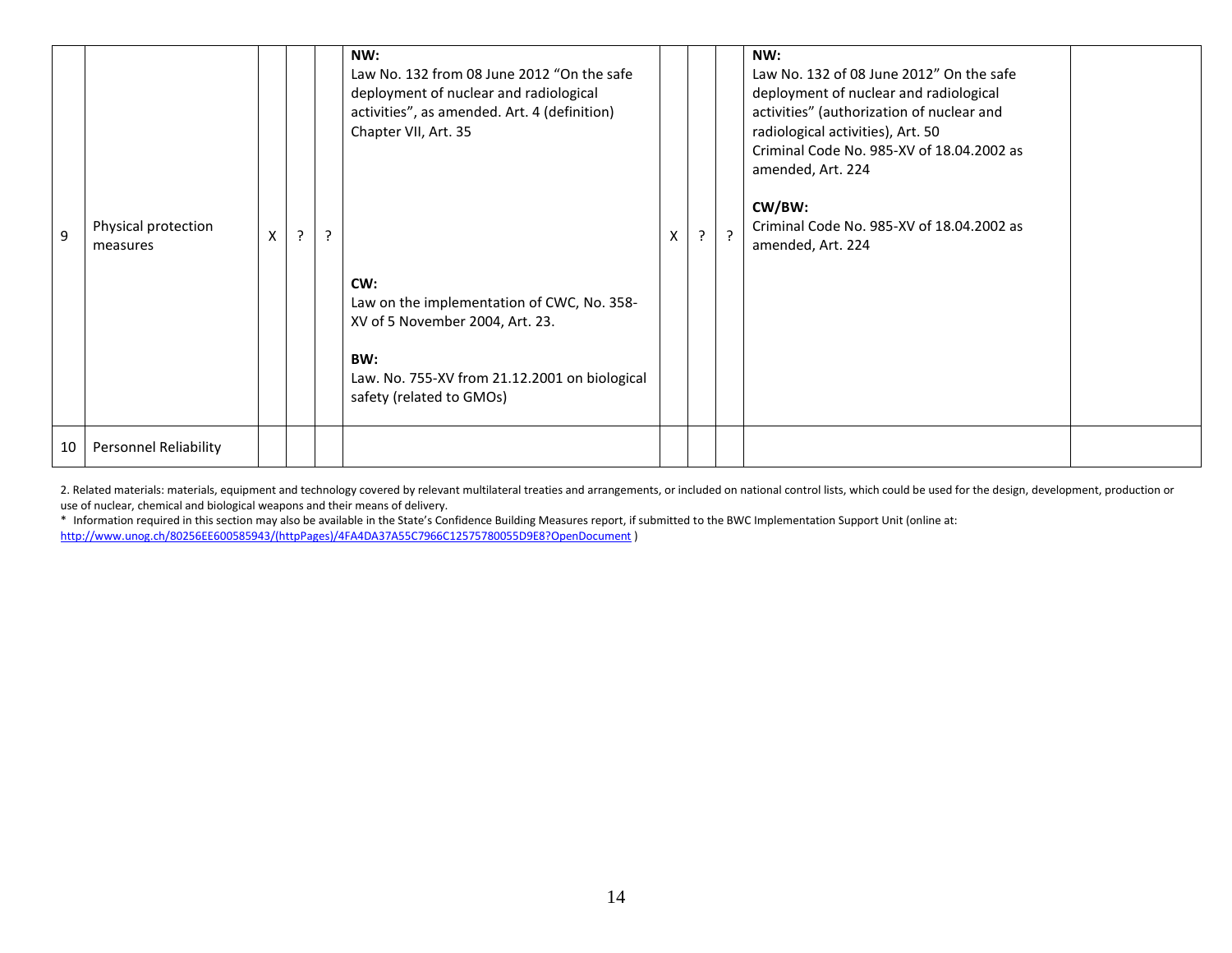| | | | | | | | | | | |
|---|---|---|---|---|---|---|---|---|---|---|
| 9 | Physical protection measures | X | ? | ? | **NW:**<br>Law No. 132 from 08 June 2012 "On the safe deployment of nuclear and radiological activities", as amended. Art. 4 (definition) Chapter VII, Art. 35<br><br>**CW:**<br>Law on the implementation of CWC, No. 358-XV of 5 November 2004, Art. 23.<br><br>**BW:**<br>Law. No. 755-XV from 21.12.2001 on biological safety (related to GMOs) | X | ? | ? | **NW:**<br>Law No. 132 of 08 June 2012" On the safe deployment of nuclear and radiological activities" (authorization of nuclear and radiological activities), Art. 50<br>Criminal Code No. 985-XV of 18.04.2002 as amended, Art. 224<br><br>**CW/BW:**<br>Criminal Code No. 985-XV of 18.04.2002 as amended, Art. 224 | |
| 10 | Personnel Reliability | | | | | | | | | |

2. Related materials: materials, equipment and technology covered by relevant multilateral treaties and arrangements, or included on national control lists, which could be used for the design, development, production or use of nuclear, chemical and biological weapons and their means of delivery.

* Information required in this section may also be available in the State's Confidence Building Measures report, if submitted to the BWC Implementation Support Unit (online at: http://www.unog.ch/80256EE600585943/(httpPages)/4FA4DA37A55C7966C12575780055D9E8?OpenDocument )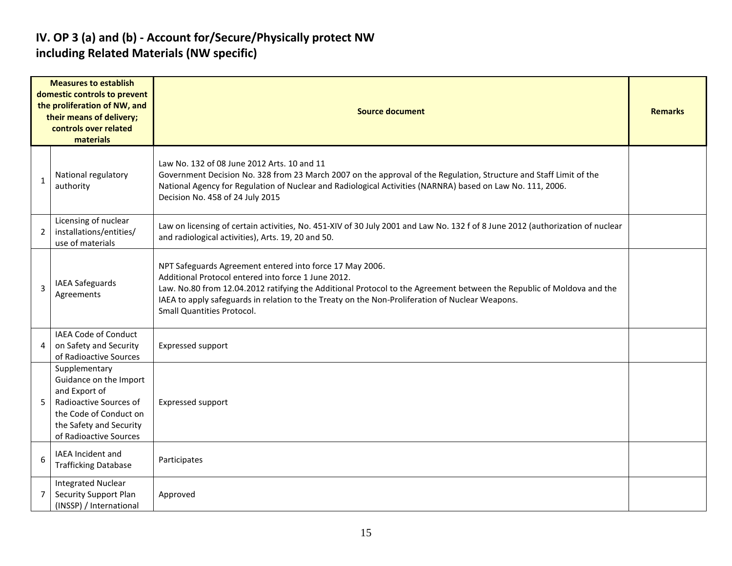# IV. OP 3 (a) and (b) - Account for/Secure/Physically protect NW including Related Materials (NW specific)

| | Measures to establish domestic controls to prevent the proliferation of NW, and their means of delivery; controls over related materials | Source document | Remarks |
|---|---|---|---|
| 1 | National regulatory authority | Law No. 132 of 08 June 2012 Arts. 10 and 11<br>Government Decision No. 328 from 23 March 2007 on the approval of the Regulation, Structure and Staff Limit of the National Agency for Regulation of Nuclear and Radiological Activities (NARNRA) based on Law No. 111, 2006.<br>Decision No. 458 of 24 July 2015 | |
| 2 | Licensing of nuclear installations/entities/ use of materials | Law on licensing of certain activities, No. 451-XIV of 30 July 2001 and Law No. 132 f of 8 June 2012 (authorization of nuclear and radiological activities), Arts. 19, 20 and 50. | |
| 3 | IAEA Safeguards Agreements | NPT Safeguards Agreement entered into force 17 May 2006.<br>Additional Protocol entered into force 1 June 2012.<br>Law. No.80 from 12.04.2012 ratifying the Additional Protocol to the Agreement between the Republic of Moldova and the IAEA to apply safeguards in relation to the Treaty on the Non-Proliferation of Nuclear Weapons.<br>Small Quantities Protocol. | |
| 4 | IAEA Code of Conduct on Safety and Security of Radioactive Sources | Expressed support | |
| 5 | Supplementary Guidance on the Import and Export of Radioactive Sources of the Code of Conduct on the Safety and Security of Radioactive Sources | Expressed support | |
| 6 | IAEA Incident and Trafficking Database | Participates | |
| 7 | Integrated Nuclear Security Support Plan (INSSP) / International | Approved | |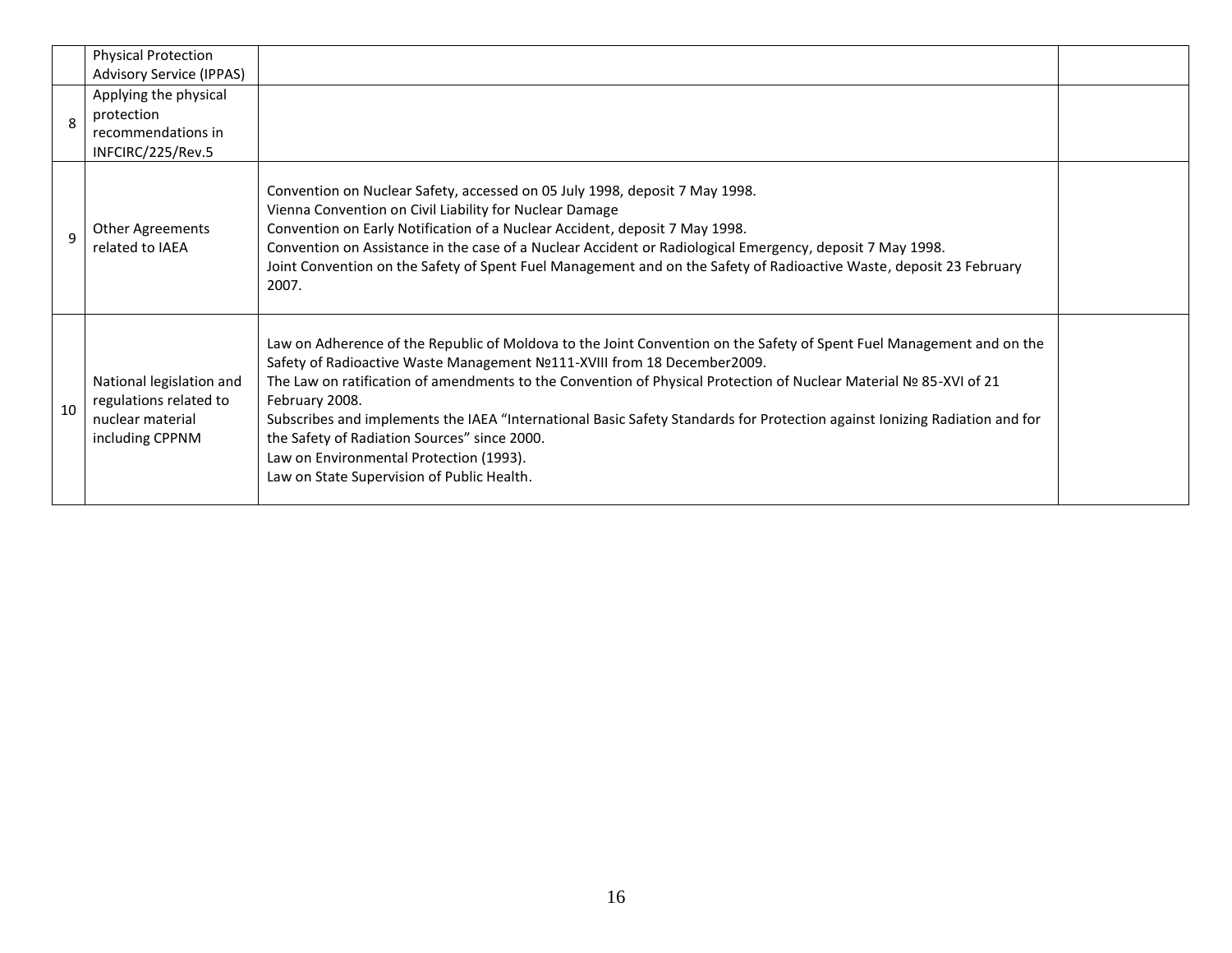| | | | |
|---|---|---|---|
| | Physical Protection Advisory Service (IPPAS) | | |
| 8 | Applying the physical protection recommendations in INFCIRC/225/Rev.5 | | |
| 9 | Other Agreements related to IAEA | Convention on Nuclear Safety, accessed on 05 July 1998, deposit 7 May 1998.<br>Vienna Convention on Civil Liability for Nuclear Damage<br>Convention on Early Notification of a Nuclear Accident, deposit 7 May 1998.<br>Convention on Assistance in the case of a Nuclear Accident or Radiological Emergency, deposit 7 May 1998.<br>Joint Convention on the Safety of Spent Fuel Management and on the Safety of Radioactive Waste, deposit 23 February 2007. | |
| 10 | National legislation and regulations related to nuclear material including CPPNM | Law on Adherence of the Republic of Moldova to the Joint Convention on the Safety of Spent Fuel Management and on the Safety of Radioactive Waste Management №111-XVIII from 18 December2009.<br>The Law on ratification of amendments to the Convention of Physical Protection of Nuclear Material № 85-XVI of 21 February 2008.<br>Subscribes and implements the IAEA "International Basic Safety Standards for Protection against Ionizing Radiation and for the Safety of Radiation Sources" since 2000.<br>Law on Environmental Protection (1993).<br>Law on State Supervision of Public Health. | |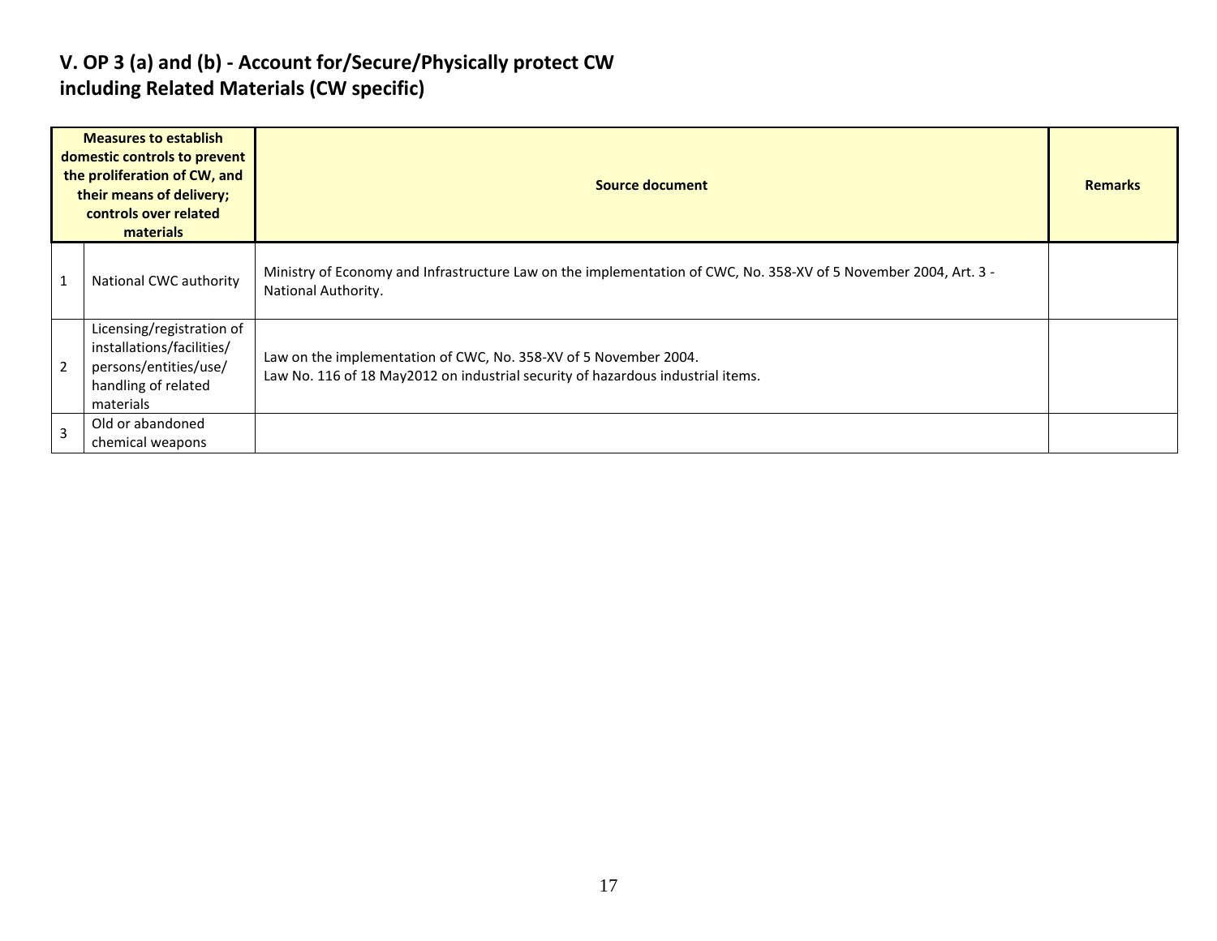## V. OP 3 (a) and (b) - Account for/Secure/Physically protect CW including Related Materials (CW specific)

| Measures to establish domestic controls to prevent the proliferation of CW, and their means of delivery; controls over related materials | | Source document | Remarks |
|---|---|---|---|
| 1 | National CWC authority | Ministry of Economy and Infrastructure Law on the implementation of CWC, No. 358-XV of 5 November 2004, Art. 3 - National Authority. | |
| 2 | Licensing/registration of installations/facilities/ persons/entities/use/ handling of related materials | Law on the implementation of CWC, No. 358-XV of 5 November 2004.<br>Law No. 116 of 18 May2012 on industrial security of hazardous industrial items. | |
| 3 | Old or abandoned chemical weapons | | |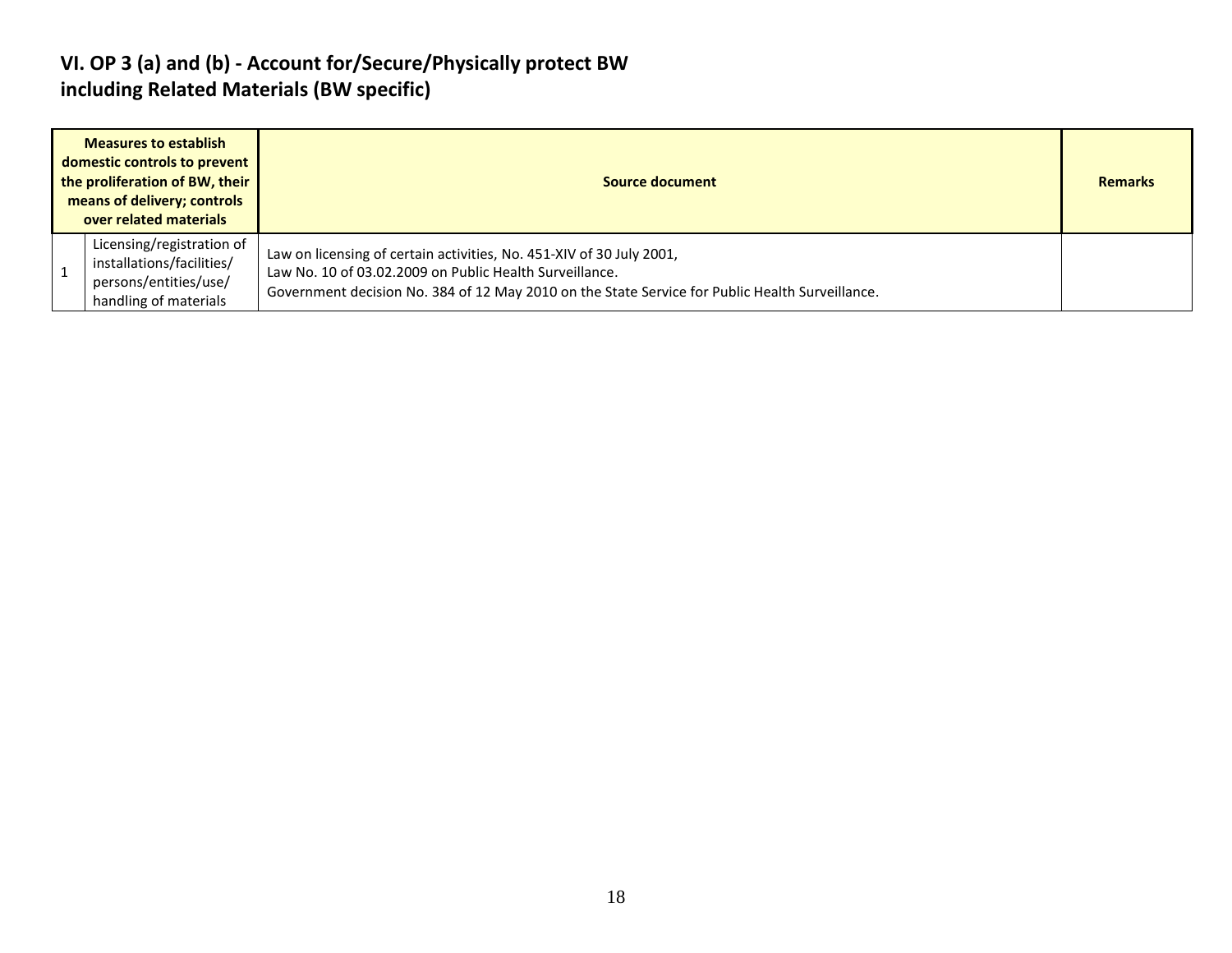## VI. OP 3 (a) and (b) - Account for/Secure/Physically protect BW including Related Materials (BW specific)

| | Measures to establish domestic controls to prevent the proliferation of BW, their means of delivery; controls over related materials | Source document | Remarks |
|---|---|---|---|
| 1 | Licensing/registration of installations/facilities/ persons/entities/use/ handling of materials | Law on licensing of certain activities, No. 451-XIV of 30 July 2001,<br>Law No. 10 of 03.02.2009 on Public Health Surveillance.<br>Government decision No. 384 of 12 May 2010 on the State Service for Public Health Surveillance. | |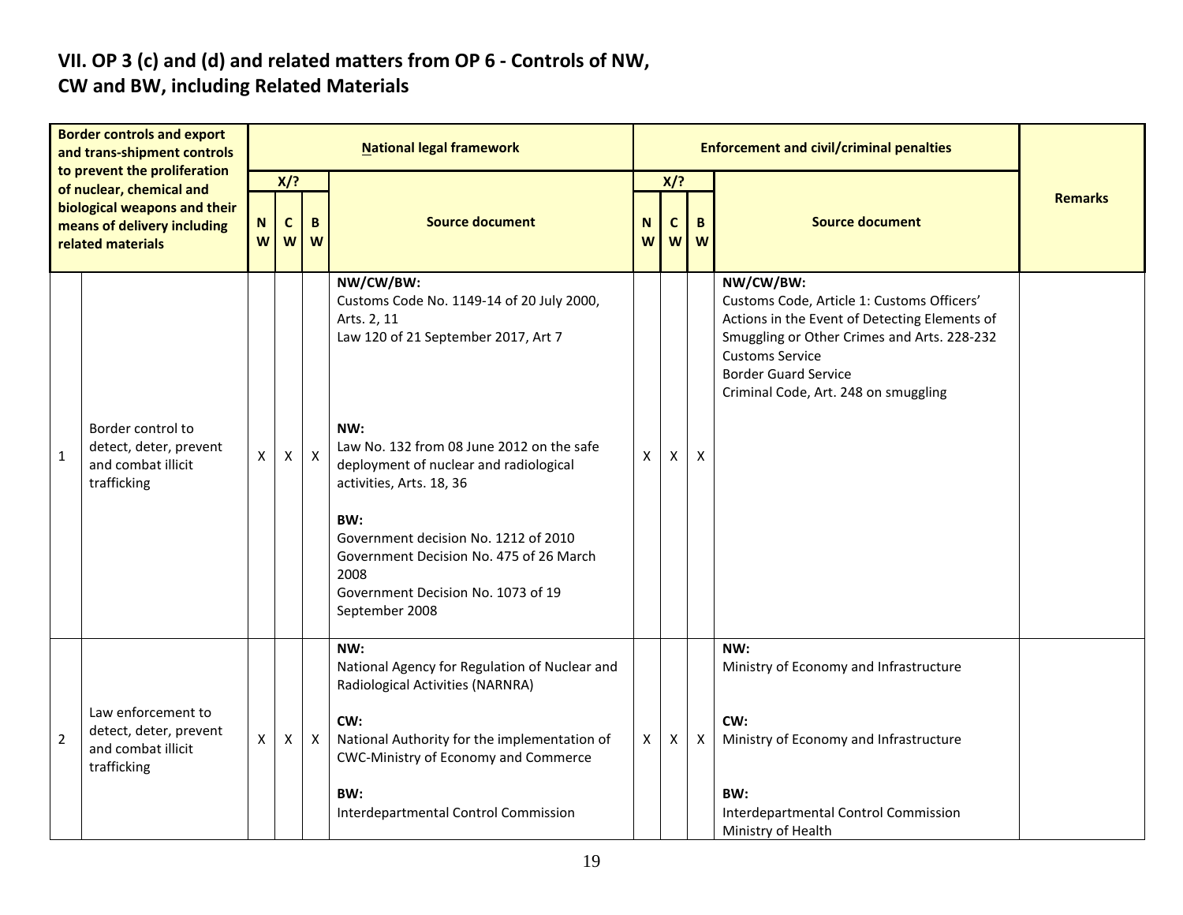## VII. OP 3 (c) and (d) and related matters from OP 6 - Controls of NW, CW and BW, including Related Materials

| | Border controls and export and trans-shipment controls to prevent the proliferation of nuclear, chemical and biological weapons and their means of delivery including related materials | National legal framework | | | | Enforcement and civil/criminal penalties | | | | Remarks |
|---|---|---|---|---|---|---|---|---|---|---|
| | | X/? | | | Source document | X/? | | | Source document | |
| | | NW | CW | BW | | NW | CW | BW | | |
| 1 | Border control to detect, deter, prevent and combat illicit trafficking | X | X | X | **NW/CW/BW:**<br>Customs Code No. 1149-14 of 20 July 2000, Arts. 2, 11<br>Law 120 of 21 September 2017, Art 7<br><br>**NW:**<br>Law No. 132 from 08 June 2012 on the safe deployment of nuclear and radiological activities, Arts. 18, 36<br><br>**BW:**<br>Government decision No. 1212 of 2010<br>Government Decision No. 475 of 26 March 2008<br>Government Decision No. 1073 of 19 September 2008 | X | X | X | **NW/CW/BW:**<br>Customs Code, Article 1: Customs Officers' Actions in the Event of Detecting Elements of Smuggling or Other Crimes and Arts. 228-232<br>Customs Service<br>Border Guard Service<br>Criminal Code, Art. 248 on smuggling | |
| 2 | Law enforcement to detect, deter, prevent and combat illicit trafficking | X | X | X | **NW:**<br>National Agency for Regulation of Nuclear and Radiological Activities (NARNRA)<br><br>**CW:**<br>National Authority for the implementation of CWC-Ministry of Economy and Commerce<br><br>**BW:**<br>Interdepartmental Control Commission | X | X | X | **NW:**<br>Ministry of Economy and Infrastructure<br><br>**CW:**<br>Ministry of Economy and Infrastructure<br><br>**BW:**<br>Interdepartmental Control Commission<br>Ministry of Health | |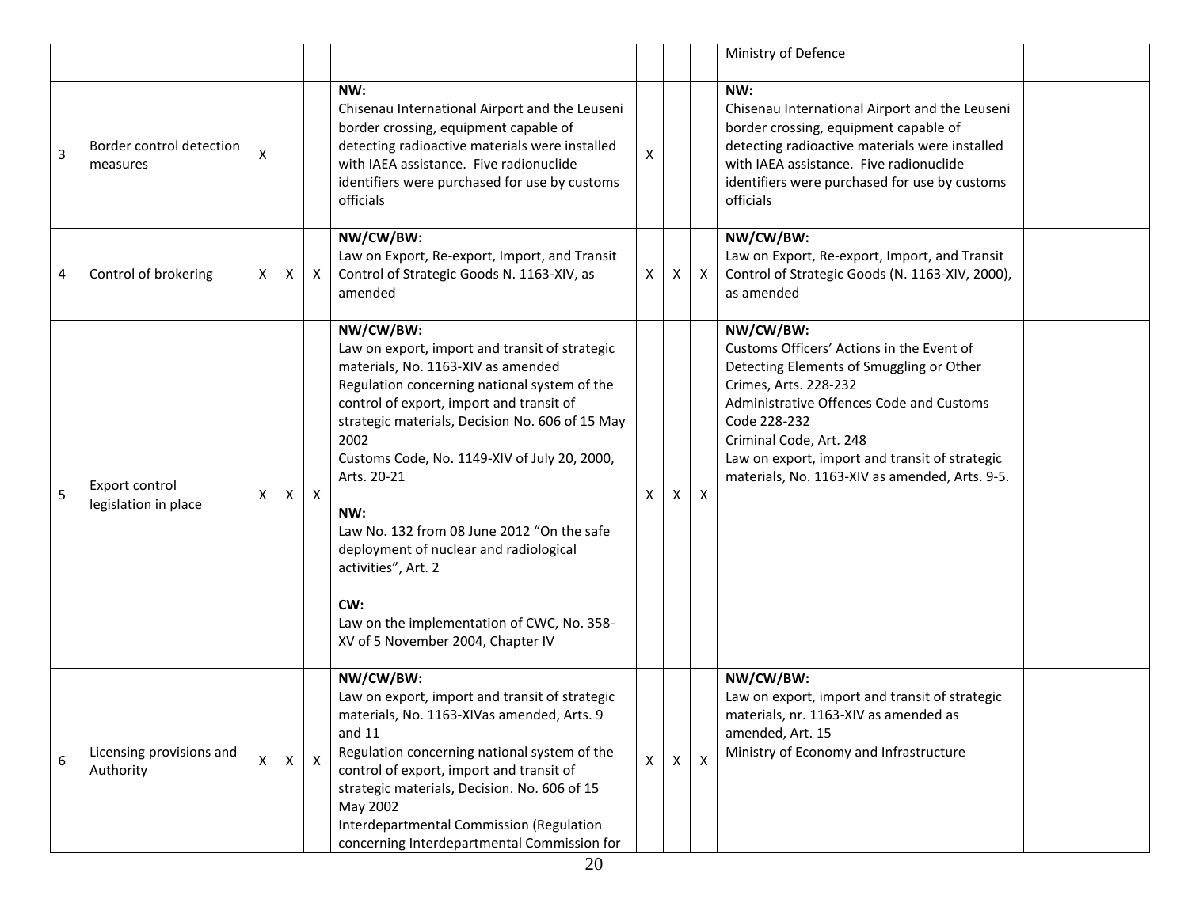| | | | | | | | | | | |
|---|---|---|---|---|---|---|---|---|---|---|
| | | | | | | | | | Ministry of Defence | |
| 3 | Border control detection measures | X | | | **NW:**<br>Chisenau International Airport and the Leuseni border crossing, equipment capable of detecting radioactive materials were installed with IAEA assistance. Five radionuclide identifiers were purchased for use by customs officials | X | | | **NW:**<br>Chisenau International Airport and the Leuseni border crossing, equipment capable of detecting radioactive materials were installed with IAEA assistance. Five radionuclide identifiers were purchased for use by customs officials | |
| 4 | Control of brokering | X | X | X | **NW/CW/BW:**<br>Law on Export, Re-export, Import, and Transit Control of Strategic Goods N. 1163-XIV, as amended | X | X | X | **NW/CW/BW:**<br>Law on Export, Re-export, Import, and Transit Control of Strategic Goods (N. 1163-XIV, 2000), as amended | |
| 5 | Export control legislation in place | X | X | X | **NW/CW/BW:**<br>Law on export, import and transit of strategic materials, No. 1163-XIV as amended<br>Regulation concerning national system of the control of export, import and transit of strategic materials, Decision No. 606 of 15 May 2002<br>Customs Code, No. 1149-XIV of July 20, 2000, Arts. 20-21<br><br>**NW:**<br>Law No. 132 from 08 June 2012 "On the safe deployment of nuclear and radiological activities", Art. 2<br><br>**CW:**<br>Law on the implementation of CWC, No. 358-XV of 5 November 2004, Chapter IV | X | X | X | **NW/CW/BW:**<br>Customs Officers' Actions in the Event of Detecting Elements of Smuggling or Other Crimes, Arts. 228-232<br>Administrative Offences Code and Customs Code 228-232<br>Criminal Code, Art. 248<br>Law on export, import and transit of strategic materials, No. 1163-XIV as amended, Arts. 9-5. | |
| 6 | Licensing provisions and Authority | X | X | X | **NW/CW/BW:**<br>Law on export, import and transit of strategic materials, No. 1163-XIVas amended, Arts. 9 and 11<br>Regulation concerning national system of the control of export, import and transit of strategic materials, Decision. No. 606 of 15 May 2002<br>Interdepartmental Commission (Regulation concerning Interdepartmental Commission for | X | X | X | **NW/CW/BW:**<br>Law on export, import and transit of strategic materials, nr. 1163-XIV as amended as amended, Art. 15<br>Ministry of Economy and Infrastructure | |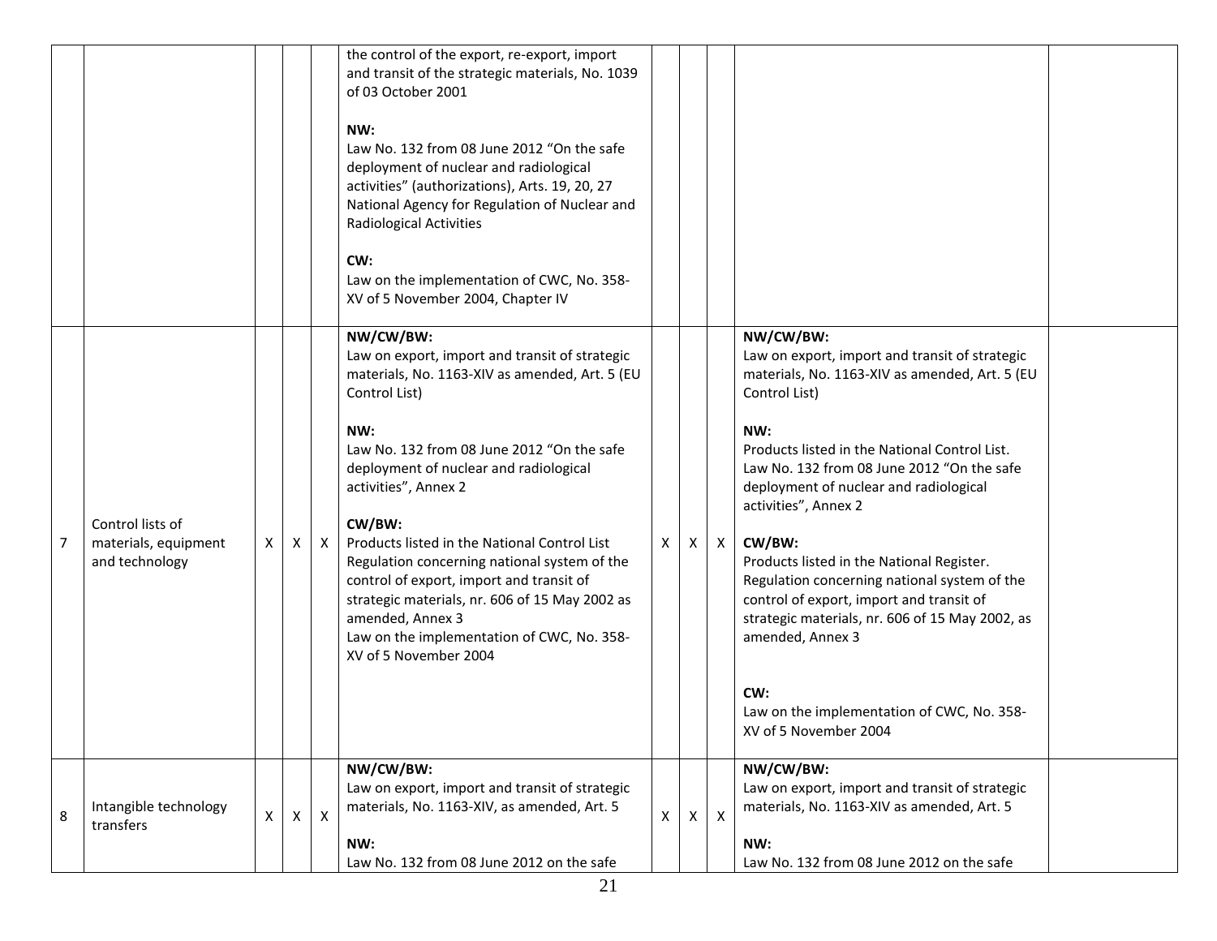| | | | | | | | | | | |
|---|---|---|---|---|---|---|---|---|---|---|
| | | | | | the control of the export, re-export, import and transit of the strategic materials, No. 1039 of 03 October 2001<br><br>**NW:**<br>Law No. 132 from 08 June 2012 "On the safe deployment of nuclear and radiological activities" (authorizations), Arts. 19, 20, 27 National Agency for Regulation of Nuclear and Radiological Activities<br><br>**CW:**<br>Law on the implementation of CWC, No. 358-XV of 5 November 2004, Chapter IV | | | | | |
| 7 | Control lists of materials, equipment and technology | X | X | X | **NW/CW/BW:**<br>Law on export, import and transit of strategic materials, No. 1163-XIV as amended, Art. 5 (EU Control List)<br><br>**NW:**<br>Law No. 132 from 08 June 2012 "On the safe deployment of nuclear and radiological activities", Annex 2<br><br>**CW/BW:**<br>Products listed in the National Control List Regulation concerning national system of the control of export, import and transit of strategic materials, nr. 606 of 15 May 2002 as amended, Annex 3<br>Law on the implementation of CWC, No. 358-XV of 5 November 2004 | X | X | X | **NW/CW/BW:**<br>Law on export, import and transit of strategic materials, No. 1163-XIV as amended, Art. 5 (EU Control List)<br><br>**NW:**<br>Products listed in the National Control List.<br>Law No. 132 from 08 June 2012 "On the safe deployment of nuclear and radiological activities", Annex 2<br><br>**CW/BW:**<br>Products listed in the National Register.<br>Regulation concerning national system of the control of export, import and transit of strategic materials, nr. 606 of 15 May 2002, as amended, Annex 3<br><br>**CW:**<br>Law on the implementation of CWC, No. 358-XV of 5 November 2004 | |
| 8 | Intangible technology transfers | X | X | X | **NW/CW/BW:**<br>Law on export, import and transit of strategic materials, No. 1163-XIV, as amended, Art. 5<br><br>**NW:**<br>Law No. 132 from 08 June 2012 on the safe | X | X | X | **NW/CW/BW:**<br>Law on export, import and transit of strategic materials, No. 1163-XIV as amended, Art. 5<br><br>**NW:**<br>Law No. 132 from 08 June 2012 on the safe | |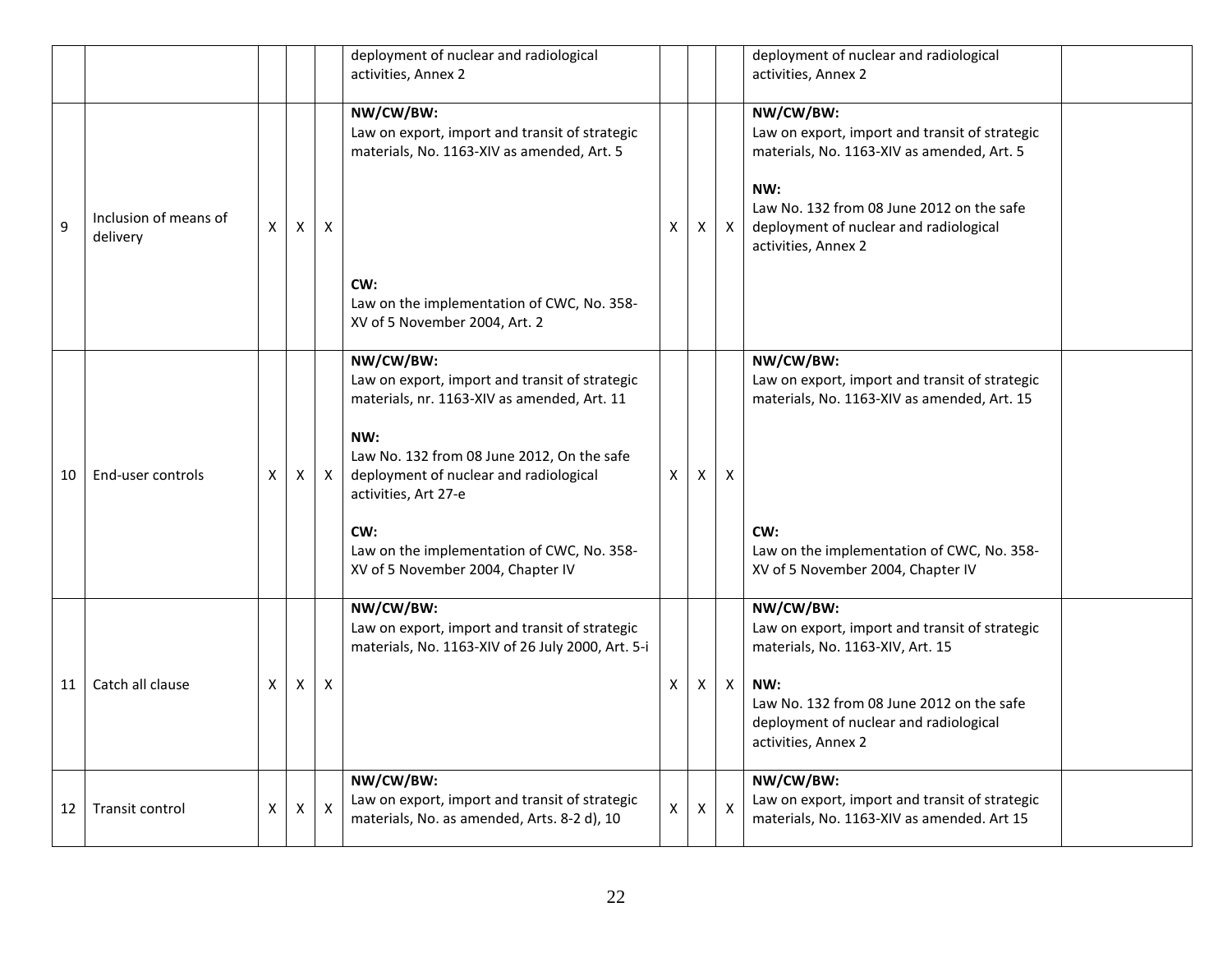| | | | | | | | | | | |
|---|---|---|---|---|---|---|---|---|---|---|
| | | | | | deployment of nuclear and radiological activities, Annex 2 | | | | deployment of nuclear and radiological activities, Annex 2 | |
| 9 | Inclusion of means of delivery | X | X | X | **NW/CW/BW:**<br>Law on export, import and transit of strategic materials, No. 1163-XIV as amended, Art. 5<br><br>**CW:**<br>Law on the implementation of CWC, No. 358-XV of 5 November 2004, Art. 2 | X | X | X | **NW/CW/BW:**<br>Law on export, import and transit of strategic materials, No. 1163-XIV as amended, Art. 5<br><br>**NW:**<br>Law No. 132 from 08 June 2012 on the safe deployment of nuclear and radiological activities, Annex 2 | |
| 10 | End-user controls | X | X | X | **NW/CW/BW:**<br>Law on export, import and transit of strategic materials, nr. 1163-XIV as amended, Art. 11<br><br>**NW:**<br>Law No. 132 from 08 June 2012, On the safe deployment of nuclear and radiological activities, Art 27-e<br><br>**CW:**<br>Law on the implementation of CWC, No. 358-XV of 5 November 2004, Chapter IV | X | X | X | **NW/CW/BW:**<br>Law on export, import and transit of strategic materials, No. 1163-XIV as amended, Art. 15<br><br>**CW:**<br>Law on the implementation of CWC, No. 358-XV of 5 November 2004, Chapter IV | |
| 11 | Catch all clause | X | X | X | **NW/CW/BW:**<br>Law on export, import and transit of strategic materials, No. 1163-XIV of 26 July 2000, Art. 5-i | X | X | X | **NW/CW/BW:**<br>Law on export, import and transit of strategic materials, No. 1163-XIV, Art. 15<br><br>**NW:**<br>Law No. 132 from 08 June 2012 on the safe deployment of nuclear and radiological activities, Annex 2 | |
| 12 | Transit control | X | X | X | **NW/CW/BW:**<br>Law on export, import and transit of strategic materials, No. as amended, Arts. 8-2 d), 10 | X | X | X | **NW/CW/BW:**<br>Law on export, import and transit of strategic materials, No. 1163-XIV as amended. Art 15 | |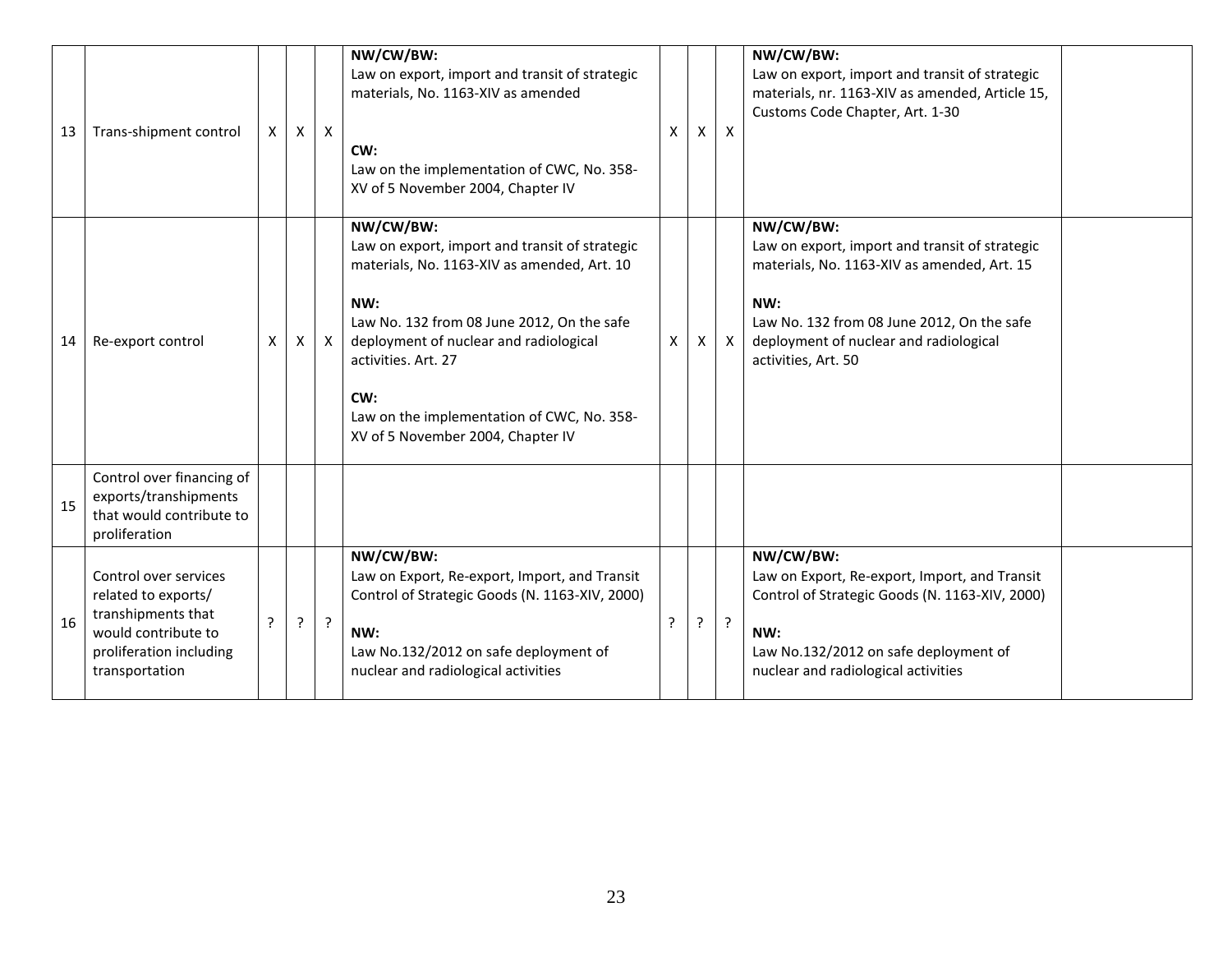| 13 | Trans-shipment control | X | X | X | **NW/CW/BW:**<br>Law on export, import and transit of strategic materials, No. 1163-XIV as amended<br><br>**CW:**<br>Law on the implementation of CWC, No. 358-XV of 5 November 2004, Chapter IV | X | X | X | **NW/CW/BW:**<br>Law on export, import and transit of strategic materials, nr. 1163-XIV as amended, Article 15, Customs Code Chapter, Art. 1-30 | |
|---|---|---|---|---|---|---|---|---|---|---|
| 14 | Re-export control | X | X | X | **NW/CW/BW:**<br>Law on export, import and transit of strategic materials, No. 1163-XIV as amended, Art. 10<br><br>**NW:**<br>Law No. 132 from 08 June 2012, On the safe deployment of nuclear and radiological activities. Art. 27<br><br>**CW:**<br>Law on the implementation of CWC, No. 358-XV of 5 November 2004, Chapter IV | X | X | X | **NW/CW/BW:**<br>Law on export, import and transit of strategic materials, No. 1163-XIV as amended, Art. 15<br><br>**NW:**<br>Law No. 132 from 08 June 2012, On the safe deployment of nuclear and radiological activities, Art. 50 | |
| 15 | Control over financing of exports/transhipments that would contribute to proliferation | | | | | | | | | |
| 16 | Control over services related to exports/ transhipments that would contribute to proliferation including transportation | ? | ? | ? | **NW/CW/BW:**<br>Law on Export, Re-export, Import, and Transit Control of Strategic Goods (N. 1163-XIV, 2000)<br><br>**NW:**<br>Law No.132/2012 on safe deployment of nuclear and radiological activities | ? | ? | ? | **NW/CW/BW:**<br>Law on Export, Re-export, Import, and Transit Control of Strategic Goods (N. 1163-XIV, 2000)<br><br>**NW:**<br>Law No.132/2012 on safe deployment of nuclear and radiological activities | |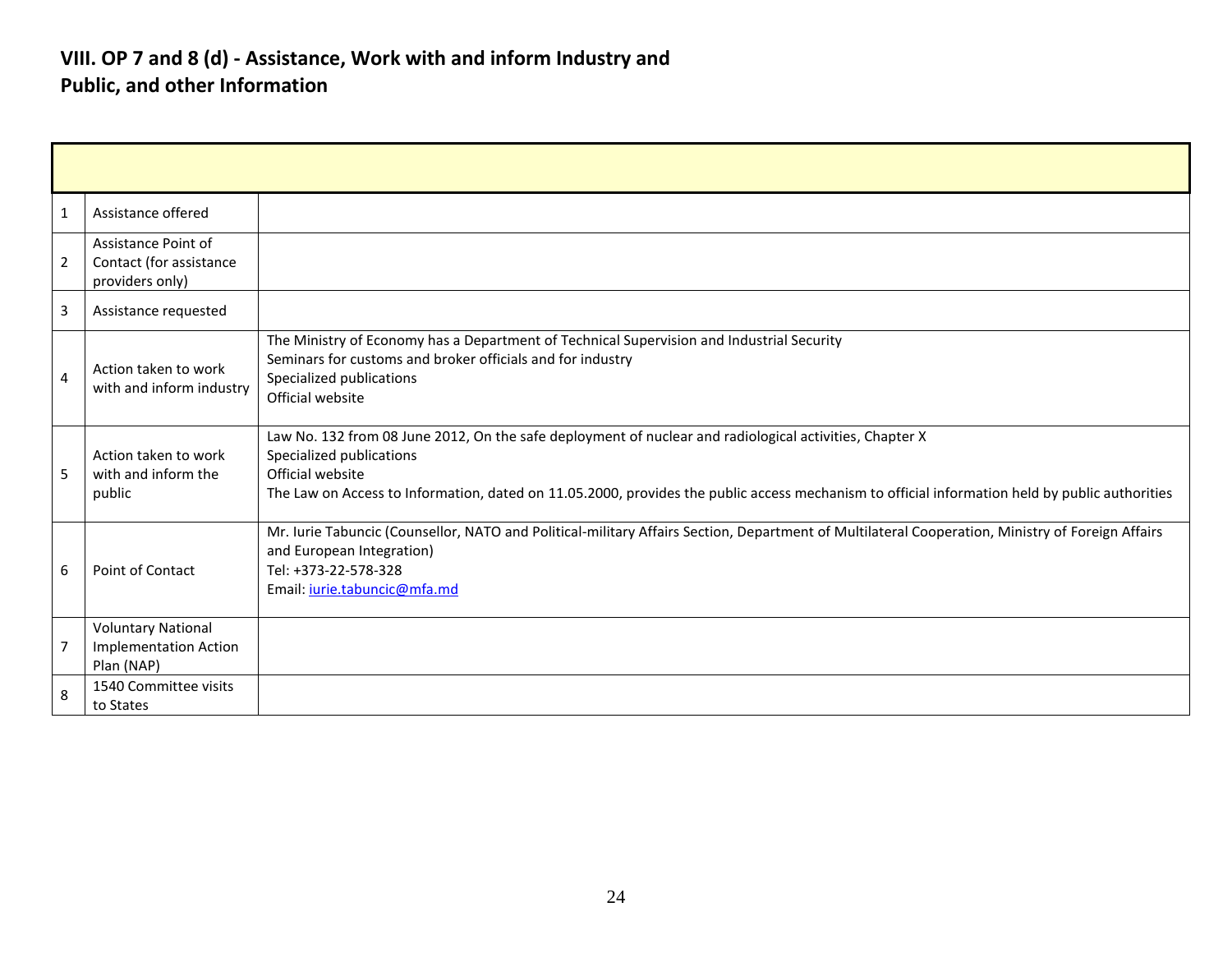## VIII. OP 7 and 8 (d) - Assistance, Work with and inform Industry and Public, and other Information

| | | |
|---|---|---|
| 1 | Assistance offered | |
| 2 | Assistance Point of Contact (for assistance providers only) | |
| 3 | Assistance requested | |
| 4 | Action taken to work with and inform industry | The Ministry of Economy has a Department of Technical Supervision and Industrial Security<br>Seminars for customs and broker officials and for industry<br>Specialized publications<br>Official website |
| 5 | Action taken to work with and inform the public | Law No. 132 from 08 June 2012, On the safe deployment of nuclear and radiological activities, Chapter X<br>Specialized publications<br>Official website<br>The Law on Access to Information, dated on 11.05.2000, provides the public access mechanism to official information held by public authorities |
| 6 | Point of Contact | Mr. Iurie Tabuncic (Counsellor, NATO and Political-military Affairs Section, Department of Multilateral Cooperation, Ministry of Foreign Affairs and European Integration)<br>Tel: +373-22-578-328<br>Email: iurie.tabuncic@mfa.md |
| 7 | Voluntary National Implementation Action Plan (NAP) | |
| 8 | 1540 Committee visits to States | |